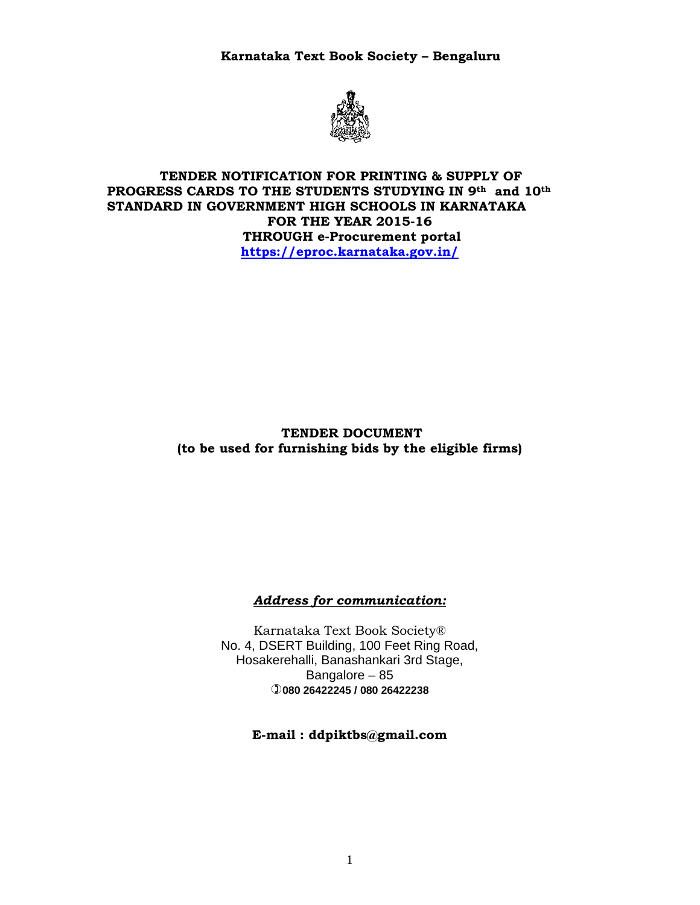**Karnataka Text Book Society – Bengaluru**

# TENDER NOTIFICATION FOR PRINTING & SUPPLY OF PROGRESS CARDS TO THE STUDENTS STUDYING IN 9th and 10th STANDARD IN GOVERNMENT HIGH SCHOOLS IN KARNATAKA FOR THE YEAR 2015-16 THROUGH e-Procurement portal

**https://eproc.karnataka.gov.in/**

## TENDER DOCUMENT
**(to be used for furnishing bids by the eligible firms)**

***Address for communication:***

Karnataka Text Book Society®
No. 4, DSERT Building, 100 Feet Ring Road,
Hosakerehalli, Banashankari 3rd Stage,
Bangalore – 85
**080 26422245 / 080 26422238**

**E-mail : ddpiktbs@gmail.com**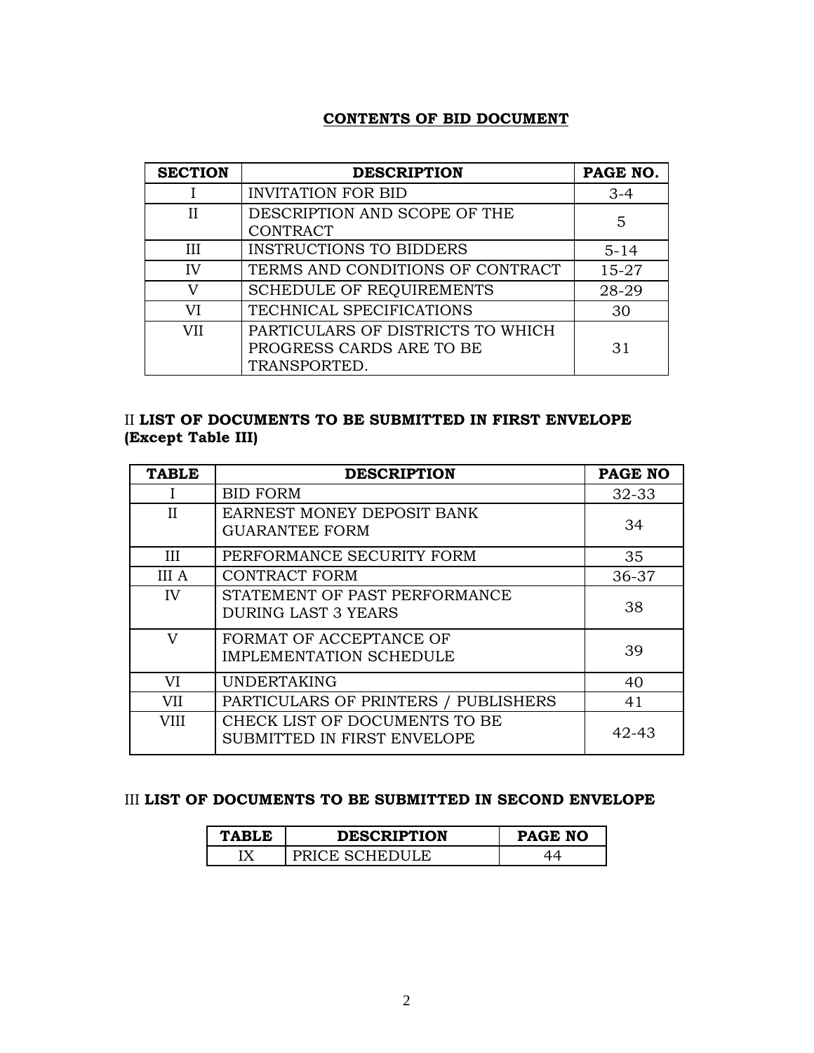## CONTENTS OF BID DOCUMENT

| SECTION | DESCRIPTION | PAGE NO. |
| --- | --- | --- |
| I | INVITATION FOR BID | 3-4 |
| II | DESCRIPTION AND SCOPE OF THE CONTRACT | 5 |
| III | INSTRUCTIONS TO BIDDERS | 5-14 |
| IV | TERMS AND CONDITIONS OF CONTRACT | 15-27 |
| V | SCHEDULE OF REQUIREMENTS | 28-29 |
| VI | TECHNICAL SPECIFICATIONS | 30 |
| VII | PARTICULARS OF DISTRICTS TO WHICH PROGRESS CARDS ARE TO BE TRANSPORTED. | 31 |

### II **LIST OF DOCUMENTS TO BE SUBMITTED IN FIRST ENVELOPE (Except Table III)**

| TABLE | DESCRIPTION | PAGE NO |
| --- | --- | --- |
| I | BID FORM | 32-33 |
| II | EARNEST MONEY DEPOSIT BANK GUARANTEE FORM | 34 |
| III | PERFORMANCE SECURITY FORM | 35 |
| III A | CONTRACT FORM | 36-37 |
| IV | STATEMENT OF PAST PERFORMANCE DURING LAST 3 YEARS | 38 |
| V | FORMAT OF ACCEPTANCE OF IMPLEMENTATION SCHEDULE | 39 |
| VI | UNDERTAKING | 40 |
| VII | PARTICULARS OF PRINTERS / PUBLISHERS | 41 |
| VIII | CHECK LIST OF DOCUMENTS TO BE SUBMITTED IN FIRST ENVELOPE | 42-43 |

### III **LIST OF DOCUMENTS TO BE SUBMITTED IN SECOND ENVELOPE**

| TABLE | DESCRIPTION | PAGE NO |
| --- | --- | --- |
| IX | PRICE SCHEDULE | 44 |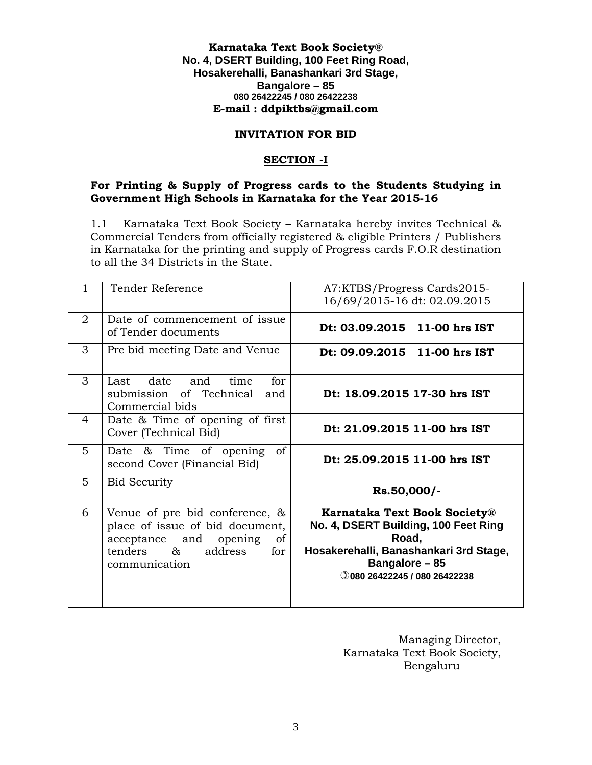**Karnataka Text Book Society®**
**No. 4, DSERT Building, 100 Feet Ring Road,**
**Hosakerehalli, Banashankari 3rd Stage,**
**Bangalore – 85**
**080 26422245 / 080 26422238**
**E-mail : ddpiktbs@gmail.com**

**INVITATION FOR BID**

**SECTION -I**

**For Printing & Supply of Progress cards to the Students Studying in Government High Schools in Karnataka for the Year 2015-16**

1.1 Karnataka Text Book Society – Karnataka hereby invites Technical & Commercial Tenders from officially registered & eligible Printers / Publishers in Karnataka for the printing and supply of Progress cards F.O.R destination to all the 34 Districts in the State.

| | | |
|---|---|---|
| 1 | Tender Reference | A7:KTBS/Progress Cards2015-16/69/2015-16 dt: 02.09.2015 |
| 2 | Date of commencement of issue of Tender documents | **Dt: 03.09.2015 11-00 hrs IST** |
| 3 | Pre bid meeting Date and Venue | **Dt: 09.09.2015 11-00 hrs IST** |
| 3 | Last date and time for submission of Technical and Commercial bids | **Dt: 18.09.2015 17-30 hrs IST** |
| 4 | Date & Time of opening of first Cover (Technical Bid) | **Dt: 21.09.2015 11-00 hrs IST** |
| 5 | Date & Time of opening of second Cover (Financial Bid) | **Dt: 25.09.2015 11-00 hrs IST** |
| 5 | Bid Security | **Rs.50,000/-** |
| 6 | Venue of pre bid conference, & place of issue of bid document, acceptance and opening of tenders & address for communication | **Karnataka Text Book Society® No. 4, DSERT Building, 100 Feet Ring Road, Hosakerehalli, Banashankari 3rd Stage, Bangalore – 85 080 26422245 / 080 26422238** |

Managing Director,
Karnataka Text Book Society,
Bengaluru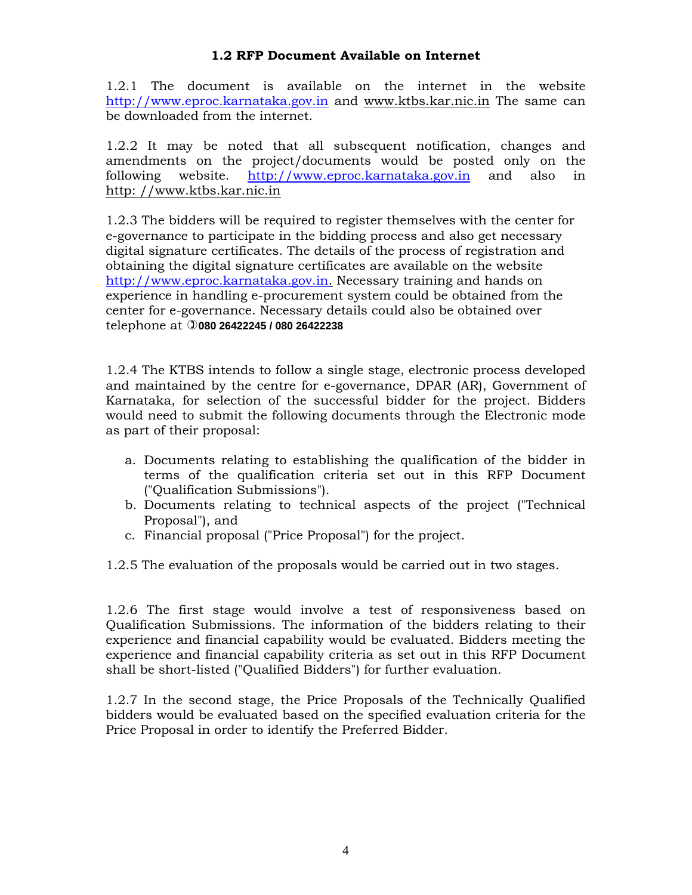### 1.2 RFP Document Available on Internet

1.2.1 The document is available on the internet in the website http://www.eproc.karnataka.gov.in and www.ktbs.kar.nic.in The same can be downloaded from the internet.

1.2.2 It may be noted that all subsequent notification, changes and amendments on the project/documents would be posted only on the following website. http://www.eproc.karnataka.gov.in and also in http: //www.ktbs.kar.nic.in

1.2.3 The bidders will be required to register themselves with the center for e-governance to participate in the bidding process and also get necessary digital signature certificates. The details of the process of registration and obtaining the digital signature certificates are available on the website http://www.eproc.karnataka.gov.in. Necessary training and hands on experience in handling e-procurement system could be obtained from the center for e-governance. Necessary details could also be obtained over telephone at ☽**080 26422245 / 080 26422238**

1.2.4 The KTBS intends to follow a single stage, electronic process developed and maintained by the centre for e-governance, DPAR (AR), Government of Karnataka, for selection of the successful bidder for the project. Bidders would need to submit the following documents through the Electronic mode as part of their proposal:

a. Documents relating to establishing the qualification of the bidder in terms of the qualification criteria set out in this RFP Document ("Qualification Submissions").
b. Documents relating to technical aspects of the project ("Technical Proposal"), and
c. Financial proposal ("Price Proposal") for the project.

1.2.5 The evaluation of the proposals would be carried out in two stages.

1.2.6 The first stage would involve a test of responsiveness based on Qualification Submissions. The information of the bidders relating to their experience and financial capability would be evaluated. Bidders meeting the experience and financial capability criteria as set out in this RFP Document shall be short-listed ("Qualified Bidders") for further evaluation.

1.2.7 In the second stage, the Price Proposals of the Technically Qualified bidders would be evaluated based on the specified evaluation criteria for the Price Proposal in order to identify the Preferred Bidder.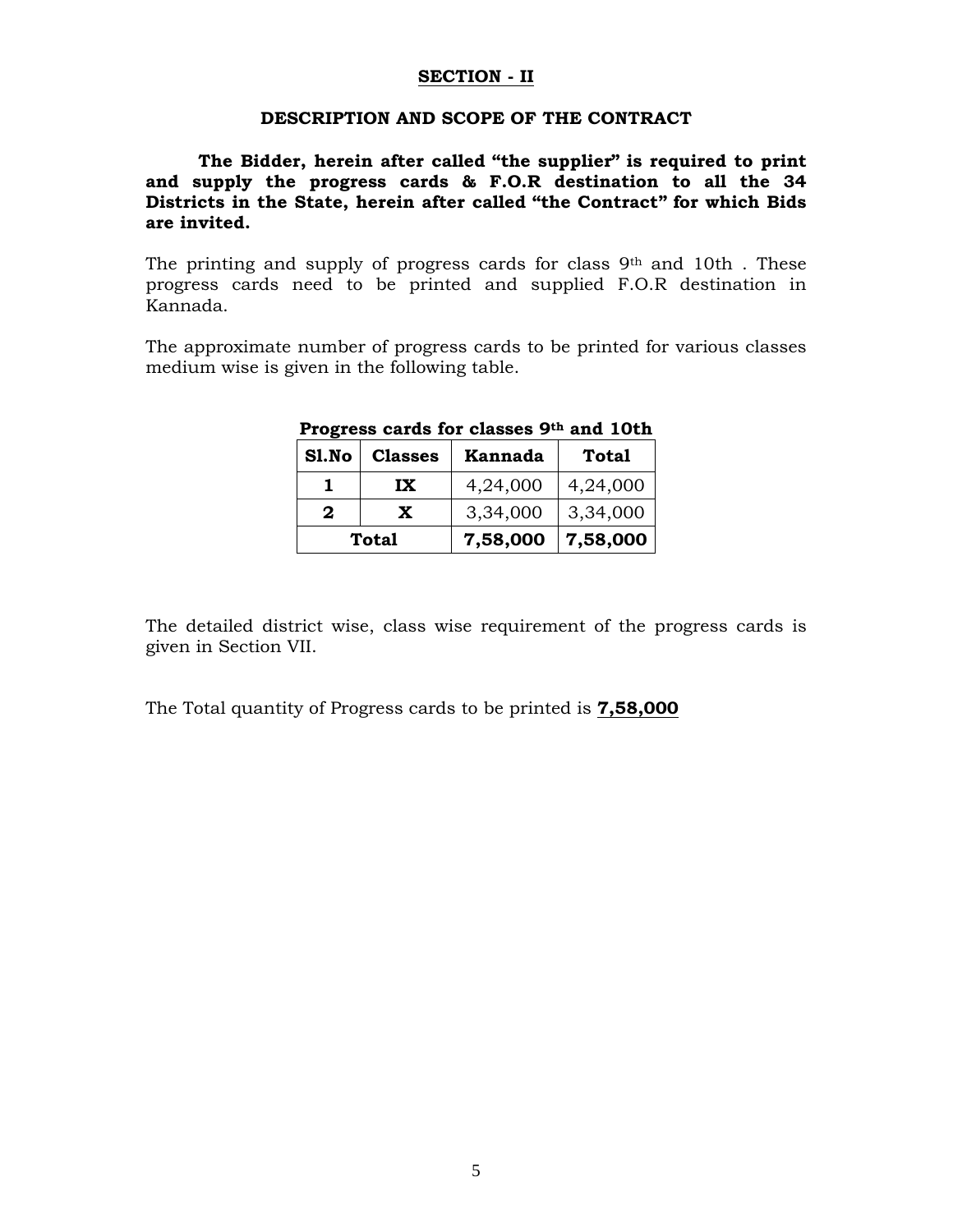## SECTION - II

### DESCRIPTION AND SCOPE OF THE CONTRACT

**The Bidder, herein after called "the supplier" is required to print and supply the progress cards & F.O.R destination to all the 34 Districts in the State, herein after called "the Contract" for which Bids are invited.**

The printing and supply of progress cards for class 9th and 10th . These progress cards need to be printed and supplied F.O.R destination in Kannada.

The approximate number of progress cards to be printed for various classes medium wise is given in the following table.

**Progress cards for classes 9th and 10th**

| Sl.No | Classes | Kannada | Total |
|---|---|---|---|
| **1** | **IX** | 4,24,000 | 4,24,000 |
| **2** | **X** | 3,34,000 | 3,34,000 |
| **Total** | | **7,58,000** | **7,58,000** |

The detailed district wise, class wise requirement of the progress cards is given in Section VII.

The Total quantity of Progress cards to be printed is **7,58,000**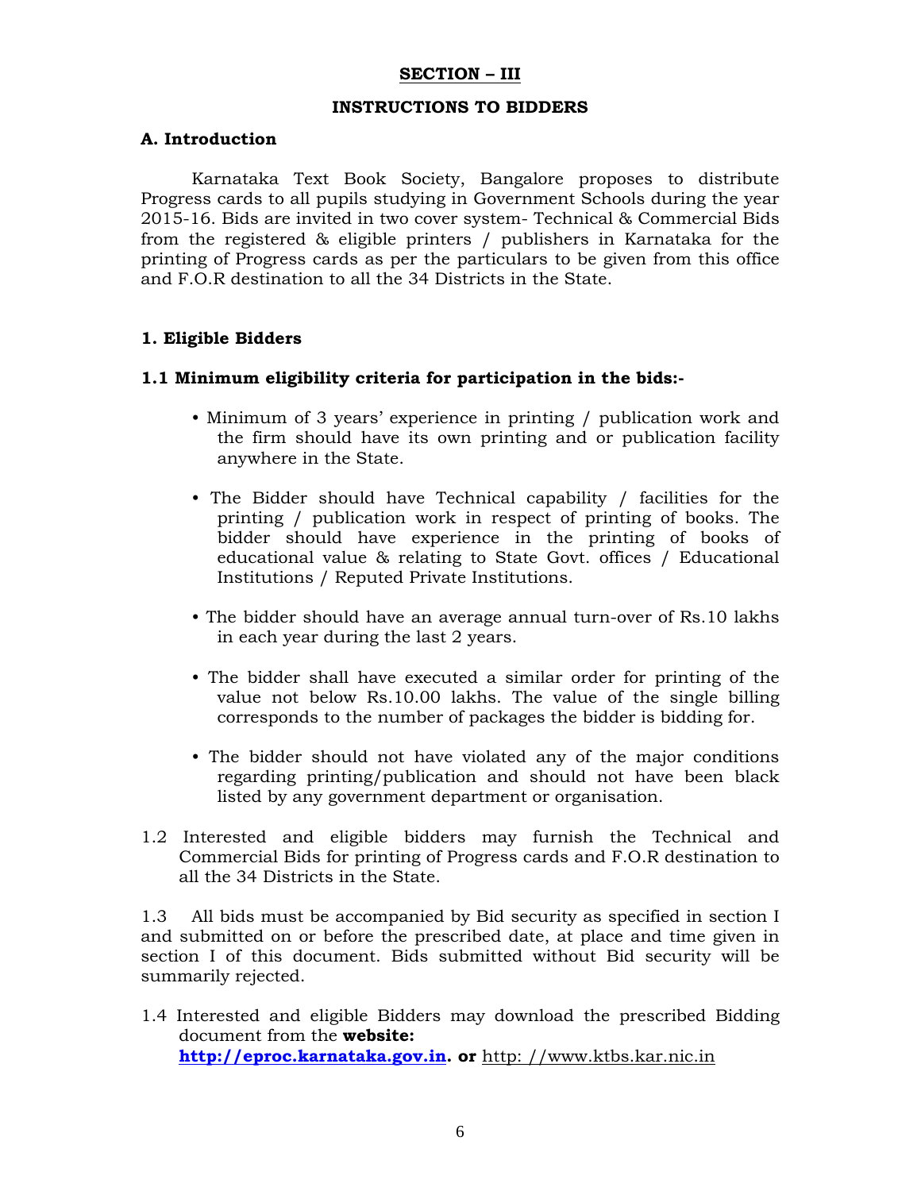## SECTION – III

## INSTRUCTIONS TO BIDDERS

### A. Introduction

Karnataka Text Book Society, Bangalore proposes to distribute Progress cards to all pupils studying in Government Schools during the year 2015-16. Bids are invited in two cover system- Technical & Commercial Bids from the registered & eligible printers / publishers in Karnataka for the printing of Progress cards as per the particulars to be given from this office and F.O.R destination to all the 34 Districts in the State.

### 1. Eligible Bidders

#### 1.1 Minimum eligibility criteria for participation in the bids:-

- Minimum of 3 years' experience in printing / publication work and the firm should have its own printing and or publication facility anywhere in the State.
- The Bidder should have Technical capability / facilities for the printing / publication work in respect of printing of books. The bidder should have experience in the printing of books of educational value & relating to State Govt. offices / Educational Institutions / Reputed Private Institutions.
- The bidder should have an average annual turn-over of Rs.10 lakhs in each year during the last 2 years.
- The bidder shall have executed a similar order for printing of the value not below Rs.10.00 lakhs. The value of the single billing corresponds to the number of packages the bidder is bidding for.
- The bidder should not have violated any of the major conditions regarding printing/publication and should not have been black listed by any government department or organisation.

1.2 Interested and eligible bidders may furnish the Technical and Commercial Bids for printing of Progress cards and F.O.R destination to all the 34 Districts in the State.

1.3 All bids must be accompanied by Bid security as specified in section I and submitted on or before the prescribed date, at place and time given in section I of this document. Bids submitted without Bid security will be summarily rejected.

1.4 Interested and eligible Bidders may download the prescribed Bidding document from the **website:** **http://eproc.karnataka.gov.in. or** http: //www.ktbs.kar.nic.in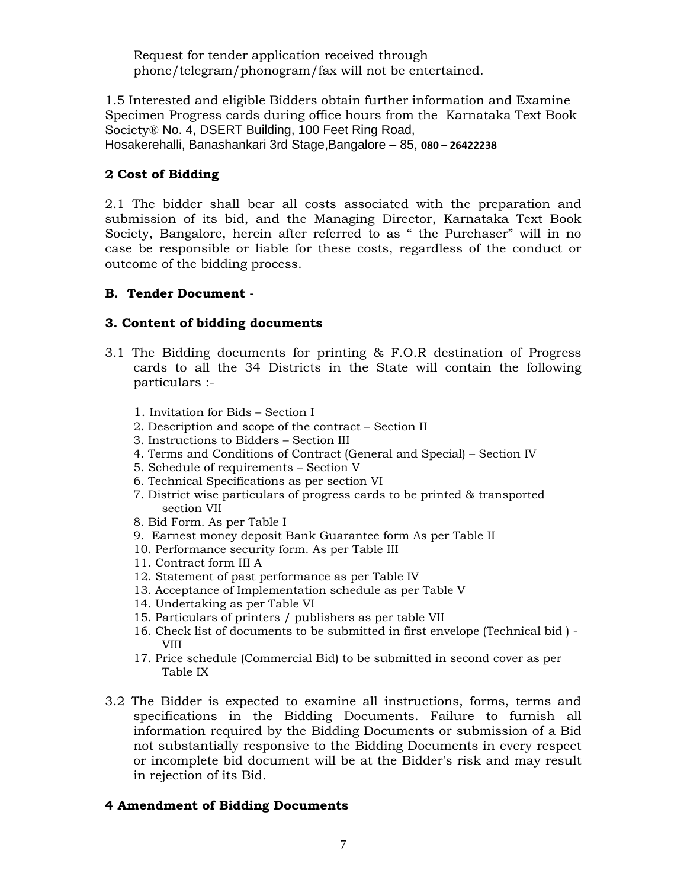Request for tender application received through phone/telegram/phonogram/fax will not be entertained.

1.5 Interested and eligible Bidders obtain further information and Examine Specimen Progress cards during office hours from the Karnataka Text Book Society® No. 4, DSERT Building, 100 Feet Ring Road, Hosakerehalli, Banashankari 3rd Stage,Bangalore – 85, **080 – 26422238**

## 2 Cost of Bidding

2.1 The bidder shall bear all costs associated with the preparation and submission of its bid, and the Managing Director, Karnataka Text Book Society, Bangalore, herein after referred to as " the Purchaser" will in no case be responsible or liable for these costs, regardless of the conduct or outcome of the bidding process.

## B. Tender Document -

## 3. Content of bidding documents

3.1 The Bidding documents for printing & F.O.R destination of Progress cards to all the 34 Districts in the State will contain the following particulars :-

1. Invitation for Bids – Section I
2. Description and scope of the contract – Section II
3. Instructions to Bidders – Section III
4. Terms and Conditions of Contract (General and Special) – Section IV
5. Schedule of requirements – Section V
6. Technical Specifications as per section VI
7. District wise particulars of progress cards to be printed & transported section VII
8. Bid Form. As per Table I
9. Earnest money deposit Bank Guarantee form As per Table II
10. Performance security form. As per Table III
11. Contract form III A
12. Statement of past performance as per Table IV
13. Acceptance of Implementation schedule as per Table V
14. Undertaking as per Table VI
15. Particulars of printers / publishers as per table VII
16. Check list of documents to be submitted in first envelope (Technical bid ) - VIII
17. Price schedule (Commercial Bid) to be submitted in second cover as per Table IX

3.2 The Bidder is expected to examine all instructions, forms, terms and specifications in the Bidding Documents. Failure to furnish all information required by the Bidding Documents or submission of a Bid not substantially responsive to the Bidding Documents in every respect or incomplete bid document will be at the Bidder's risk and may result in rejection of its Bid.

## 4 Amendment of Bidding Documents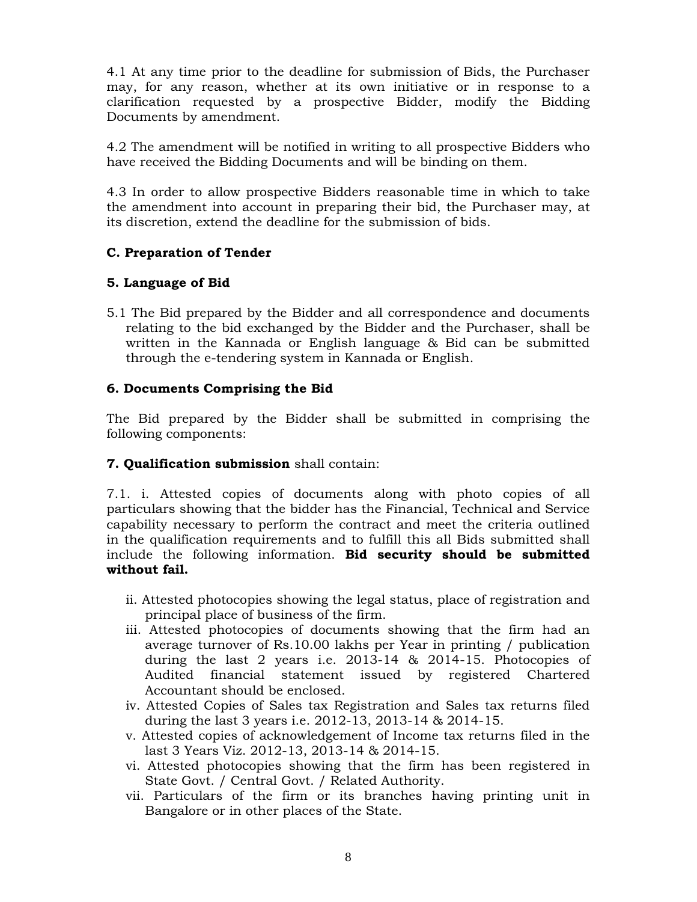4.1 At any time prior to the deadline for submission of Bids, the Purchaser may, for any reason, whether at its own initiative or in response to a clarification requested by a prospective Bidder, modify the Bidding Documents by amendment.

4.2 The amendment will be notified in writing to all prospective Bidders who have received the Bidding Documents and will be binding on them.

4.3 In order to allow prospective Bidders reasonable time in which to take the amendment into account in preparing their bid, the Purchaser may, at its discretion, extend the deadline for the submission of bids.

### C. Preparation of Tender

### 5. Language of Bid

5.1 The Bid prepared by the Bidder and all correspondence and documents relating to the bid exchanged by the Bidder and the Purchaser, shall be written in the Kannada or English language & Bid can be submitted through the e-tendering system in Kannada or English.

### 6. Documents Comprising the Bid

The Bid prepared by the Bidder shall be submitted in comprising the following components:

**7. Qualification submission** shall contain:

7.1. i. Attested copies of documents along with photo copies of all particulars showing that the bidder has the Financial, Technical and Service capability necessary to perform the contract and meet the criteria outlined in the qualification requirements and to fulfill this all Bids submitted shall include the following information. **Bid security should be submitted without fail.**

ii. Attested photocopies showing the legal status, place of registration and principal place of business of the firm.

iii. Attested photocopies of documents showing that the firm had an average turnover of Rs.10.00 lakhs per Year in printing / publication during the last 2 years i.e. 2013-14 & 2014-15. Photocopies of Audited financial statement issued by registered Chartered Accountant should be enclosed.

iv. Attested Copies of Sales tax Registration and Sales tax returns filed during the last 3 years i.e. 2012-13, 2013-14 & 2014-15.

v. Attested copies of acknowledgement of Income tax returns filed in the last 3 Years Viz. 2012-13, 2013-14 & 2014-15.

vi. Attested photocopies showing that the firm has been registered in State Govt. / Central Govt. / Related Authority.

vii. Particulars of the firm or its branches having printing unit in Bangalore or in other places of the State.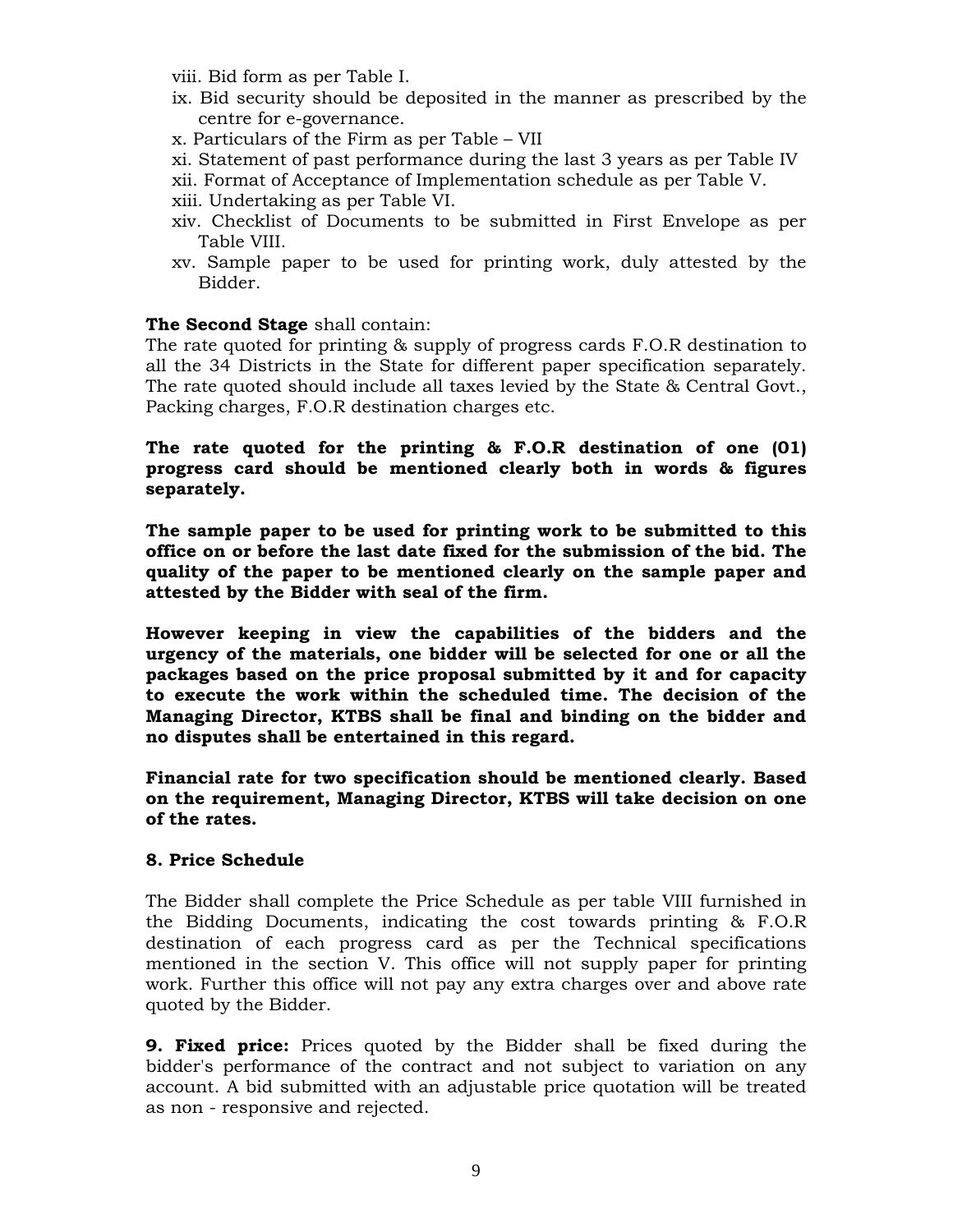viii. Bid form as per Table I.
ix. Bid security should be deposited in the manner as prescribed by the centre for e-governance.
x. Particulars of the Firm as per Table – VII
xi. Statement of past performance during the last 3 years as per Table IV
xii. Format of Acceptance of Implementation schedule as per Table V.
xiii. Undertaking as per Table VI.
xiv. Checklist of Documents to be submitted in First Envelope as per Table VIII.
xv. Sample paper to be used for printing work, duly attested by the Bidder.

**The Second Stage** shall contain:
The rate quoted for printing & supply of progress cards F.O.R destination to all the 34 Districts in the State for different paper specification separately. The rate quoted should include all taxes levied by the State & Central Govt., Packing charges, F.O.R destination charges etc.

**The rate quoted for the printing & F.O.R destination of one (01) progress card should be mentioned clearly both in words & figures separately.**

**The sample paper to be used for printing work to be submitted to this office on or before the last date fixed for the submission of the bid. The quality of the paper to be mentioned clearly on the sample paper and attested by the Bidder with seal of the firm.**

**However keeping in view the capabilities of the bidders and the urgency of the materials, one bidder will be selected for one or all the packages based on the price proposal submitted by it and for capacity to execute the work within the scheduled time. The decision of the Managing Director, KTBS shall be final and binding on the bidder and no disputes shall be entertained in this regard.**

**Financial rate for two specification should be mentioned clearly. Based on the requirement, Managing Director, KTBS will take decision on one of the rates.**

**8. Price Schedule**

The Bidder shall complete the Price Schedule as per table VIII furnished in the Bidding Documents, indicating the cost towards printing & F.O.R destination of each progress card as per the Technical specifications mentioned in the section V. This office will not supply paper for printing work. Further this office will not pay any extra charges over and above rate quoted by the Bidder.

**9. Fixed price:** Prices quoted by the Bidder shall be fixed during the bidder's performance of the contract and not subject to variation on any account. A bid submitted with an adjustable price quotation will be treated as non - responsive and rejected.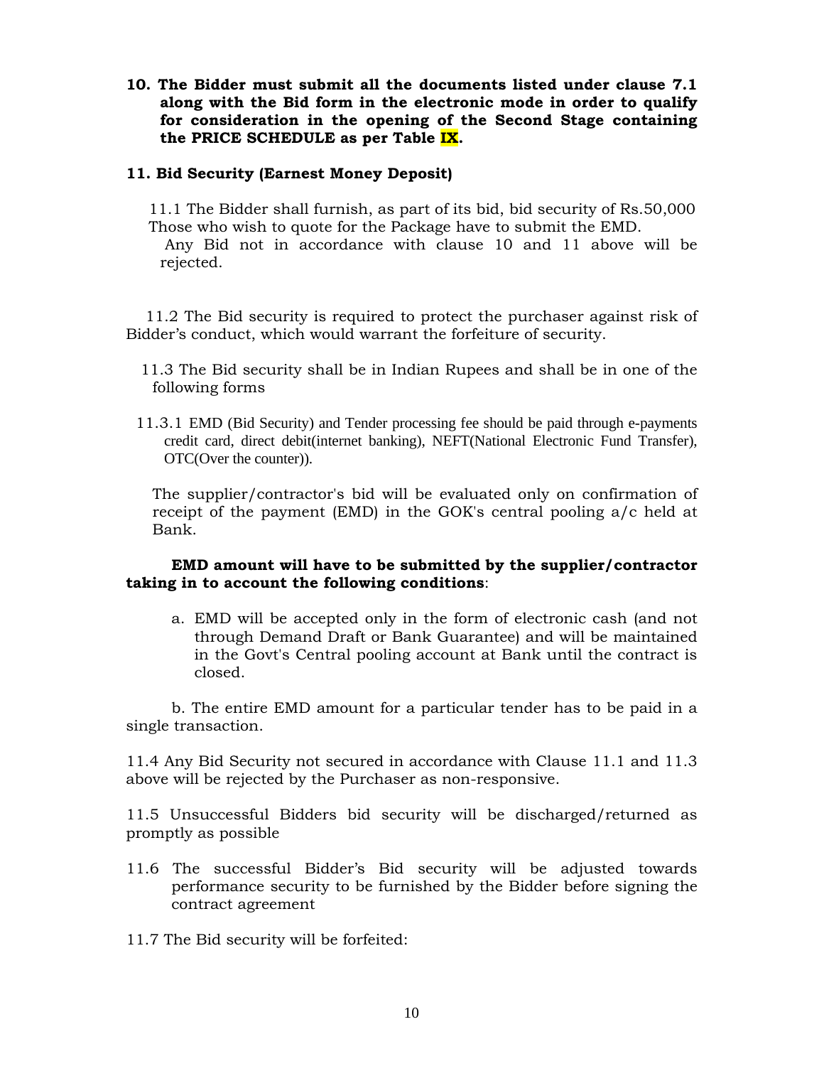**10. The Bidder must submit all the documents listed under clause 7.1 along with the Bid form in the electronic mode in order to qualify for consideration in the opening of the Second Stage containing the PRICE SCHEDULE as per Table IX.**

**11. Bid Security (Earnest Money Deposit)**

11.1 The Bidder shall furnish, as part of its bid, bid security of Rs.50,000 Those who wish to quote for the Package have to submit the EMD.

Any Bid not in accordance with clause 10 and 11 above will be rejected.

11.2 The Bid security is required to protect the purchaser against risk of Bidder's conduct, which would warrant the forfeiture of security.

11.3 The Bid security shall be in Indian Rupees and shall be in one of the following forms

11.3.1 EMD (Bid Security) and Tender processing fee should be paid through e-payments credit card, direct debit(internet banking), NEFT(National Electronic Fund Transfer), OTC(Over the counter)).

The supplier/contractor's bid will be evaluated only on confirmation of receipt of the payment (EMD) in the GOK's central pooling a/c held at Bank.

**EMD amount will have to be submitted by the supplier/contractor taking in to account the following conditions**:

a. EMD will be accepted only in the form of electronic cash (and not through Demand Draft or Bank Guarantee) and will be maintained in the Govt's Central pooling account at Bank until the contract is closed.

b. The entire EMD amount for a particular tender has to be paid in a single transaction.

11.4 Any Bid Security not secured in accordance with Clause 11.1 and 11.3 above will be rejected by the Purchaser as non-responsive.

11.5 Unsuccessful Bidders bid security will be discharged/returned as promptly as possible

11.6 The successful Bidder's Bid security will be adjusted towards performance security to be furnished by the Bidder before signing the contract agreement

11.7 The Bid security will be forfeited: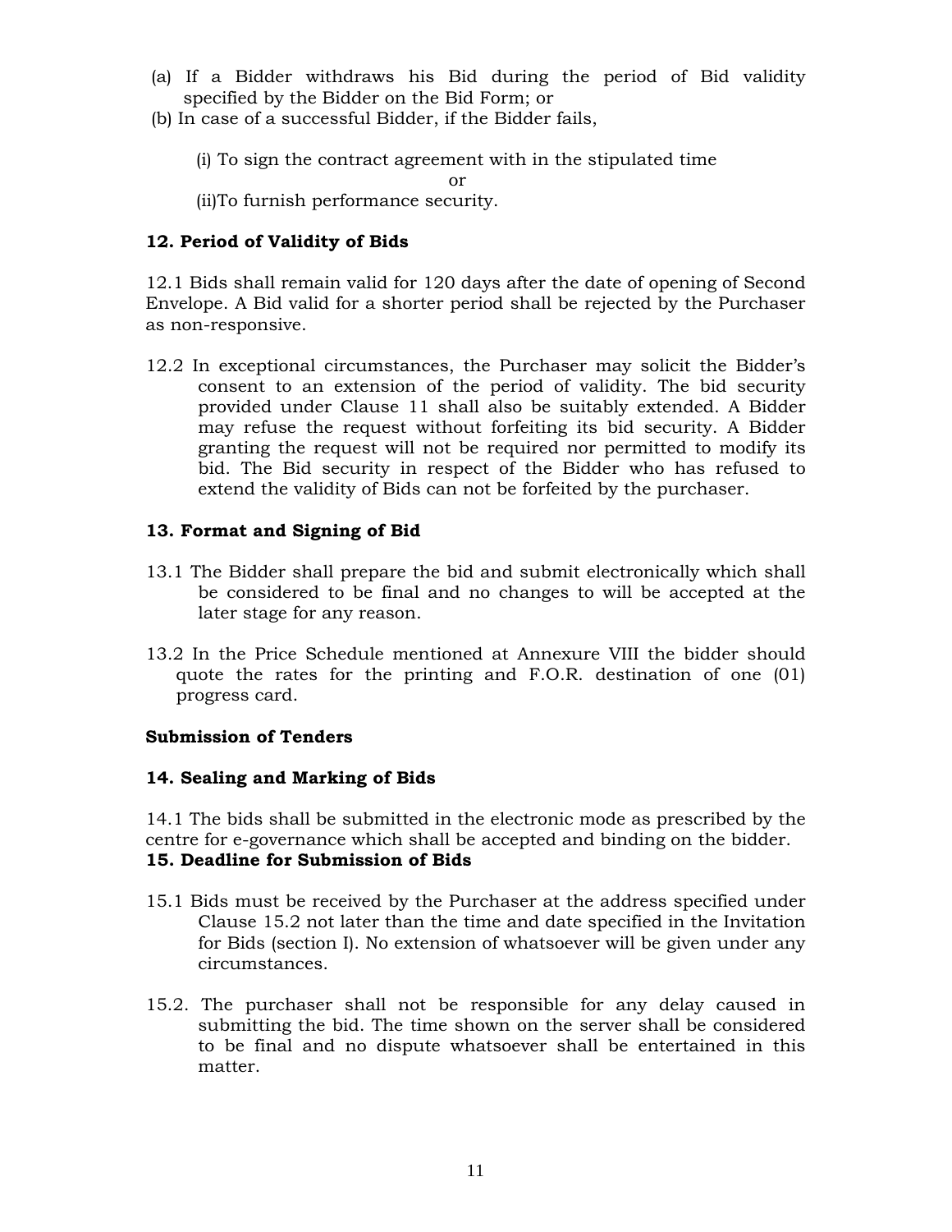(a) If a Bidder withdraws his Bid during the period of Bid validity specified by the Bidder on the Bid Form; or

(b) In case of a successful Bidder, if the Bidder fails,

(i) To sign the contract agreement with in the stipulated time

or

(ii)To furnish performance security.

**12. Period of Validity of Bids**

12.1 Bids shall remain valid for 120 days after the date of opening of Second Envelope. A Bid valid for a shorter period shall be rejected by the Purchaser as non-responsive.

12.2 In exceptional circumstances, the Purchaser may solicit the Bidder's consent to an extension of the period of validity. The bid security provided under Clause 11 shall also be suitably extended. A Bidder may refuse the request without forfeiting its bid security. A Bidder granting the request will not be required nor permitted to modify its bid. The Bid security in respect of the Bidder who has refused to extend the validity of Bids can not be forfeited by the purchaser.

**13. Format and Signing of Bid**

13.1 The Bidder shall prepare the bid and submit electronically which shall be considered to be final and no changes to will be accepted at the later stage for any reason.

13.2 In the Price Schedule mentioned at Annexure VIII the bidder should quote the rates for the printing and F.O.R. destination of one (01) progress card.

**Submission of Tenders**

**14. Sealing and Marking of Bids**

14.1 The bids shall be submitted in the electronic mode as prescribed by the centre for e-governance which shall be accepted and binding on the bidder.

**15. Deadline for Submission of Bids**

15.1 Bids must be received by the Purchaser at the address specified under Clause 15.2 not later than the time and date specified in the Invitation for Bids (section I). No extension of whatsoever will be given under any circumstances.

15.2. The purchaser shall not be responsible for any delay caused in submitting the bid. The time shown on the server shall be considered to be final and no dispute whatsoever shall be entertained in this matter.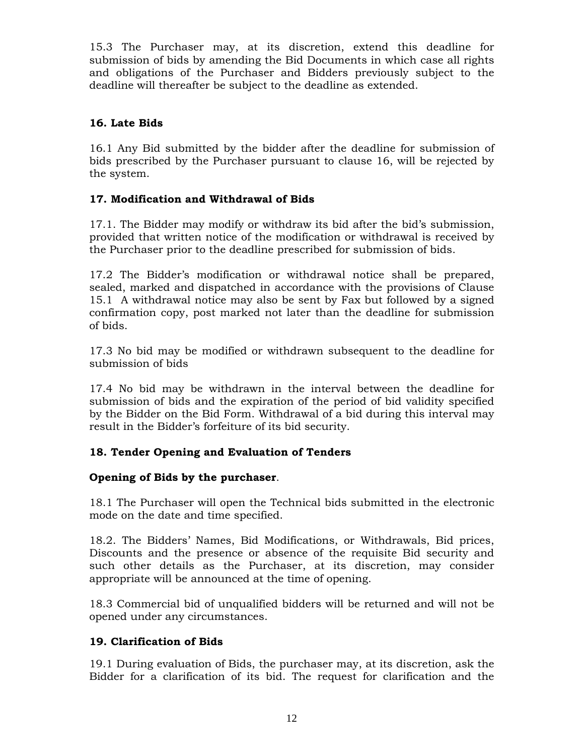15.3 The Purchaser may, at its discretion, extend this deadline for submission of bids by amending the Bid Documents in which case all rights and obligations of the Purchaser and Bidders previously subject to the deadline will thereafter be subject to the deadline as extended.

## 16. Late Bids

16.1 Any Bid submitted by the bidder after the deadline for submission of bids prescribed by the Purchaser pursuant to clause 16, will be rejected by the system.

## 17. Modification and Withdrawal of Bids

17.1. The Bidder may modify or withdraw its bid after the bid's submission, provided that written notice of the modification or withdrawal is received by the Purchaser prior to the deadline prescribed for submission of bids.

17.2 The Bidder's modification or withdrawal notice shall be prepared, sealed, marked and dispatched in accordance with the provisions of Clause 15.1 A withdrawal notice may also be sent by Fax but followed by a signed confirmation copy, post marked not later than the deadline for submission of bids.

17.3 No bid may be modified or withdrawn subsequent to the deadline for submission of bids

17.4 No bid may be withdrawn in the interval between the deadline for submission of bids and the expiration of the period of bid validity specified by the Bidder on the Bid Form. Withdrawal of a bid during this interval may result in the Bidder's forfeiture of its bid security.

## 18. Tender Opening and Evaluation of Tenders

**Opening of Bids by the purchaser**.

18.1 The Purchaser will open the Technical bids submitted in the electronic mode on the date and time specified.

18.2. The Bidders' Names, Bid Modifications, or Withdrawals, Bid prices, Discounts and the presence or absence of the requisite Bid security and such other details as the Purchaser, at its discretion, may consider appropriate will be announced at the time of opening.

18.3 Commercial bid of unqualified bidders will be returned and will not be opened under any circumstances.

## 19. Clarification of Bids

19.1 During evaluation of Bids, the purchaser may, at its discretion, ask the Bidder for a clarification of its bid. The request for clarification and the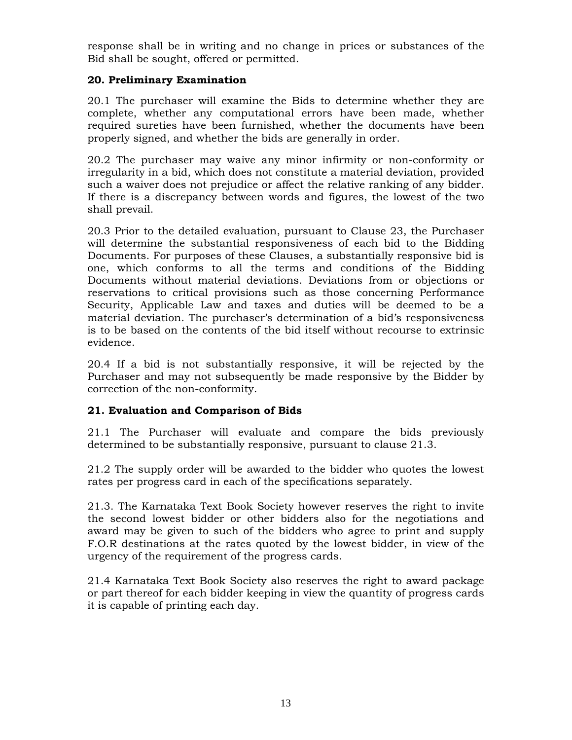response shall be in writing and no change in prices or substances of the Bid shall be sought, offered or permitted.

### 20. Preliminary Examination

20.1 The purchaser will examine the Bids to determine whether they are complete, whether any computational errors have been made, whether required sureties have been furnished, whether the documents have been properly signed, and whether the bids are generally in order.

20.2 The purchaser may waive any minor infirmity or non-conformity or irregularity in a bid, which does not constitute a material deviation, provided such a waiver does not prejudice or affect the relative ranking of any bidder. If there is a discrepancy between words and figures, the lowest of the two shall prevail.

20.3 Prior to the detailed evaluation, pursuant to Clause 23, the Purchaser will determine the substantial responsiveness of each bid to the Bidding Documents. For purposes of these Clauses, a substantially responsive bid is one, which conforms to all the terms and conditions of the Bidding Documents without material deviations. Deviations from or objections or reservations to critical provisions such as those concerning Performance Security, Applicable Law and taxes and duties will be deemed to be a material deviation. The purchaser's determination of a bid's responsiveness is to be based on the contents of the bid itself without recourse to extrinsic evidence.

20.4 If a bid is not substantially responsive, it will be rejected by the Purchaser and may not subsequently be made responsive by the Bidder by correction of the non-conformity.

### 21. Evaluation and Comparison of Bids

21.1 The Purchaser will evaluate and compare the bids previously determined to be substantially responsive, pursuant to clause 21.3.

21.2 The supply order will be awarded to the bidder who quotes the lowest rates per progress card in each of the specifications separately.

21.3. The Karnataka Text Book Society however reserves the right to invite the second lowest bidder or other bidders also for the negotiations and award may be given to such of the bidders who agree to print and supply F.O.R destinations at the rates quoted by the lowest bidder, in view of the urgency of the requirement of the progress cards.

21.4 Karnataka Text Book Society also reserves the right to award package or part thereof for each bidder keeping in view the quantity of progress cards it is capable of printing each day.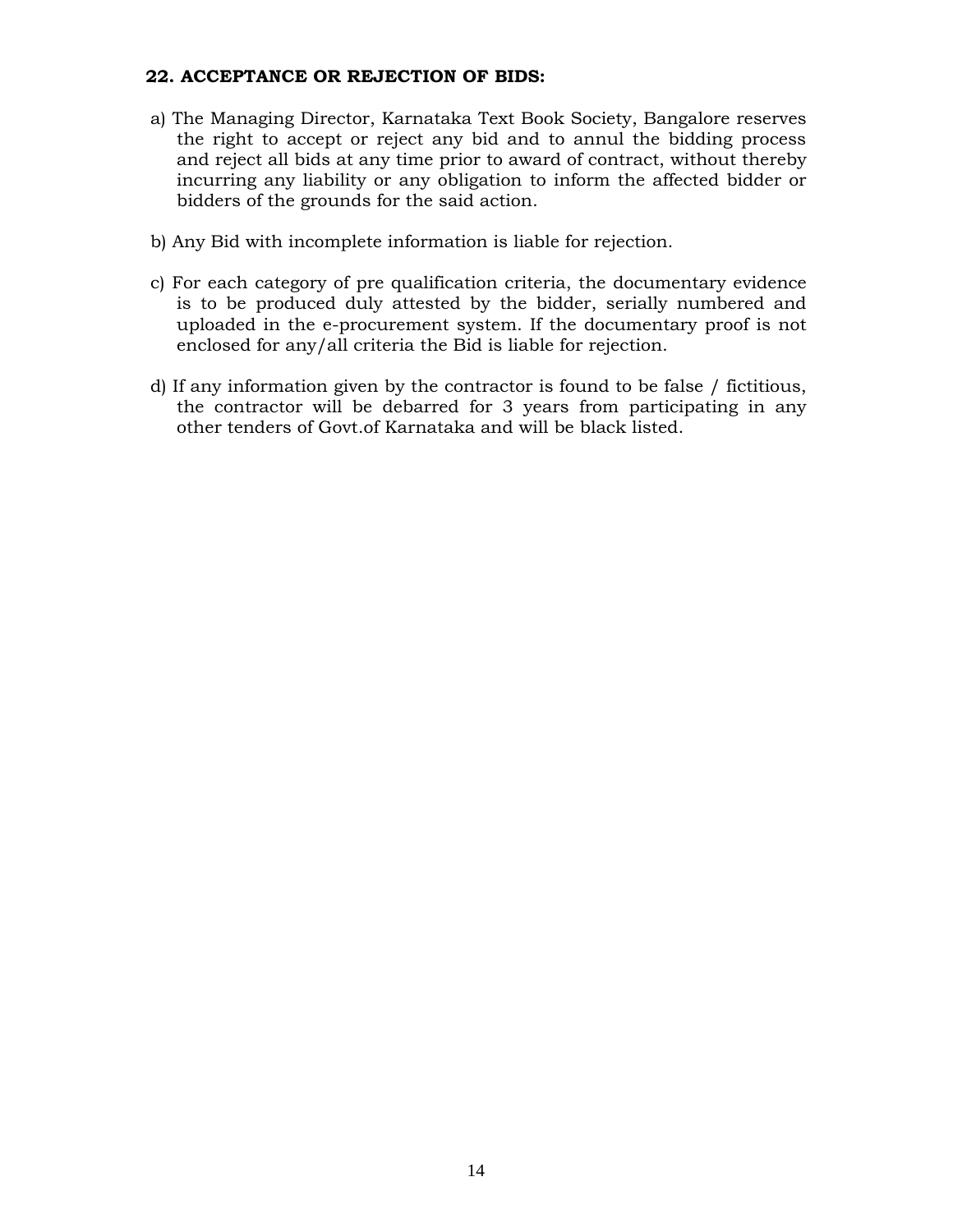## 22. ACCEPTANCE OR REJECTION OF BIDS:

a) The Managing Director, Karnataka Text Book Society, Bangalore reserves the right to accept or reject any bid and to annul the bidding process and reject all bids at any time prior to award of contract, without thereby incurring any liability or any obligation to inform the affected bidder or bidders of the grounds for the said action.

b) Any Bid with incomplete information is liable for rejection.

c) For each category of pre qualification criteria, the documentary evidence is to be produced duly attested by the bidder, serially numbered and uploaded in the e-procurement system. If the documentary proof is not enclosed for any/all criteria the Bid is liable for rejection.

d) If any information given by the contractor is found to be false / fictitious, the contractor will be debarred for 3 years from participating in any other tenders of Govt.of Karnataka and will be black listed.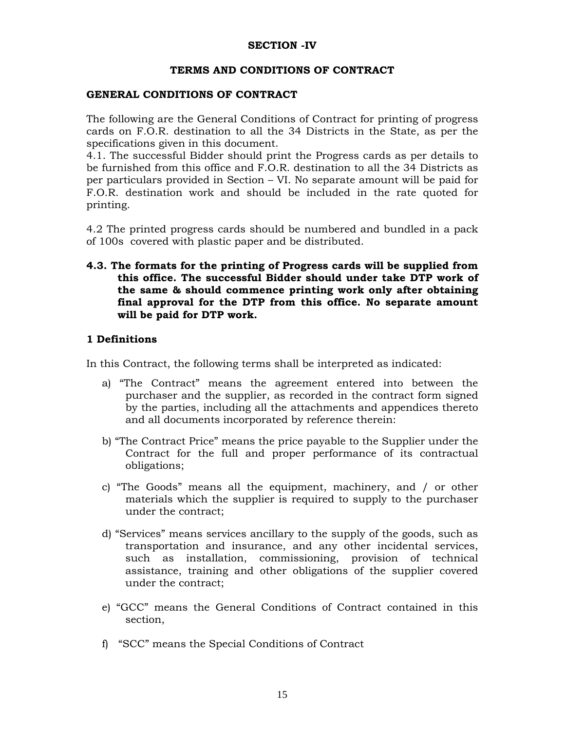**SECTION -IV**

**TERMS AND CONDITIONS OF CONTRACT**

**GENERAL CONDITIONS OF CONTRACT**

The following are the General Conditions of Contract for printing of progress cards on F.O.R. destination to all the 34 Districts in the State, as per the specifications given in this document.

4.1. The successful Bidder should print the Progress cards as per details to be furnished from this office and F.O.R. destination to all the 34 Districts as per particulars provided in Section – VI. No separate amount will be paid for F.O.R. destination work and should be included in the rate quoted for printing.

4.2 The printed progress cards should be numbered and bundled in a pack of 100s covered with plastic paper and be distributed.

**4.3. The formats for the printing of Progress cards will be supplied from this office. The successful Bidder should under take DTP work of the same & should commence printing work only after obtaining final approval for the DTP from this office. No separate amount will be paid for DTP work.**

**1 Definitions**

In this Contract, the following terms shall be interpreted as indicated:

a) "The Contract" means the agreement entered into between the purchaser and the supplier, as recorded in the contract form signed by the parties, including all the attachments and appendices thereto and all documents incorporated by reference therein:

b) "The Contract Price" means the price payable to the Supplier under the Contract for the full and proper performance of its contractual obligations;

c) "The Goods" means all the equipment, machinery, and / or other materials which the supplier is required to supply to the purchaser under the contract;

d) "Services" means services ancillary to the supply of the goods, such as transportation and insurance, and any other incidental services, such as installation, commissioning, provision of technical assistance, training and other obligations of the supplier covered under the contract;

e) "GCC" means the General Conditions of Contract contained in this section,

f) "SCC" means the Special Conditions of Contract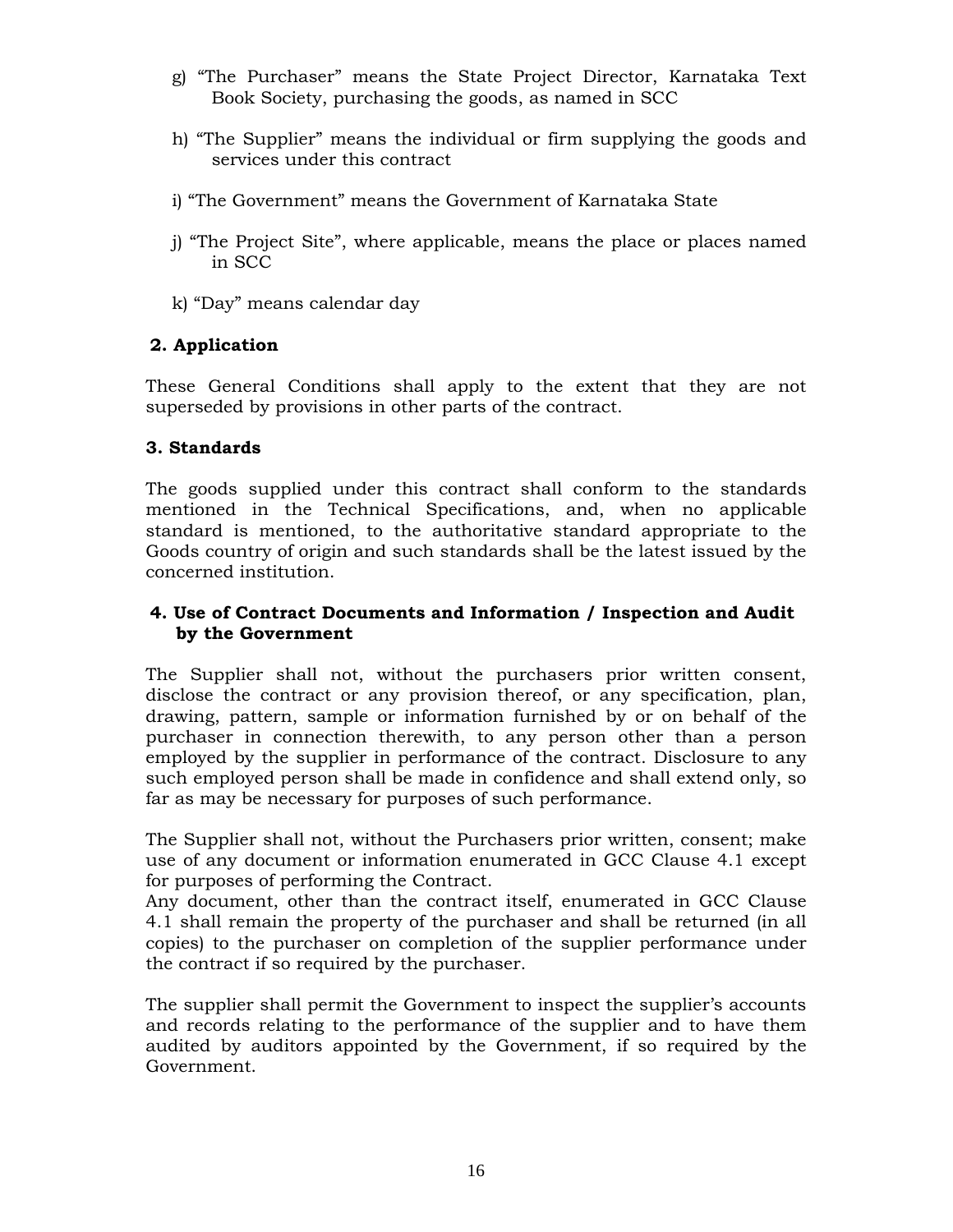g) “The Purchaser” means the State Project Director, Karnataka Text Book Society, purchasing the goods, as named in SCC

h) “The Supplier” means the individual or firm supplying the goods and services under this contract

i) “The Government” means the Government of Karnataka State

j) “The Project Site”, where applicable, means the place or places named in SCC

k) “Day” means calendar day

**2. Application**

These General Conditions shall apply to the extent that they are not superseded by provisions in other parts of the contract.

**3. Standards**

The goods supplied under this contract shall conform to the standards mentioned in the Technical Specifications, and, when no applicable standard is mentioned, to the authoritative standard appropriate to the Goods country of origin and such standards shall be the latest issued by the concerned institution.

**4. Use of Contract Documents and Information / Inspection and Audit by the Government**

The Supplier shall not, without the purchasers prior written consent, disclose the contract or any provision thereof, or any specification, plan, drawing, pattern, sample or information furnished by or on behalf of the purchaser in connection therewith, to any person other than a person employed by the supplier in performance of the contract. Disclosure to any such employed person shall be made in confidence and shall extend only, so far as may be necessary for purposes of such performance.

The Supplier shall not, without the Purchasers prior written, consent; make use of any document or information enumerated in GCC Clause 4.1 except for purposes of performing the Contract.
Any document, other than the contract itself, enumerated in GCC Clause 4.1 shall remain the property of the purchaser and shall be returned (in all copies) to the purchaser on completion of the supplier performance under the contract if so required by the purchaser.

The supplier shall permit the Government to inspect the supplier’s accounts and records relating to the performance of the supplier and to have them audited by auditors appointed by the Government, if so required by the Government.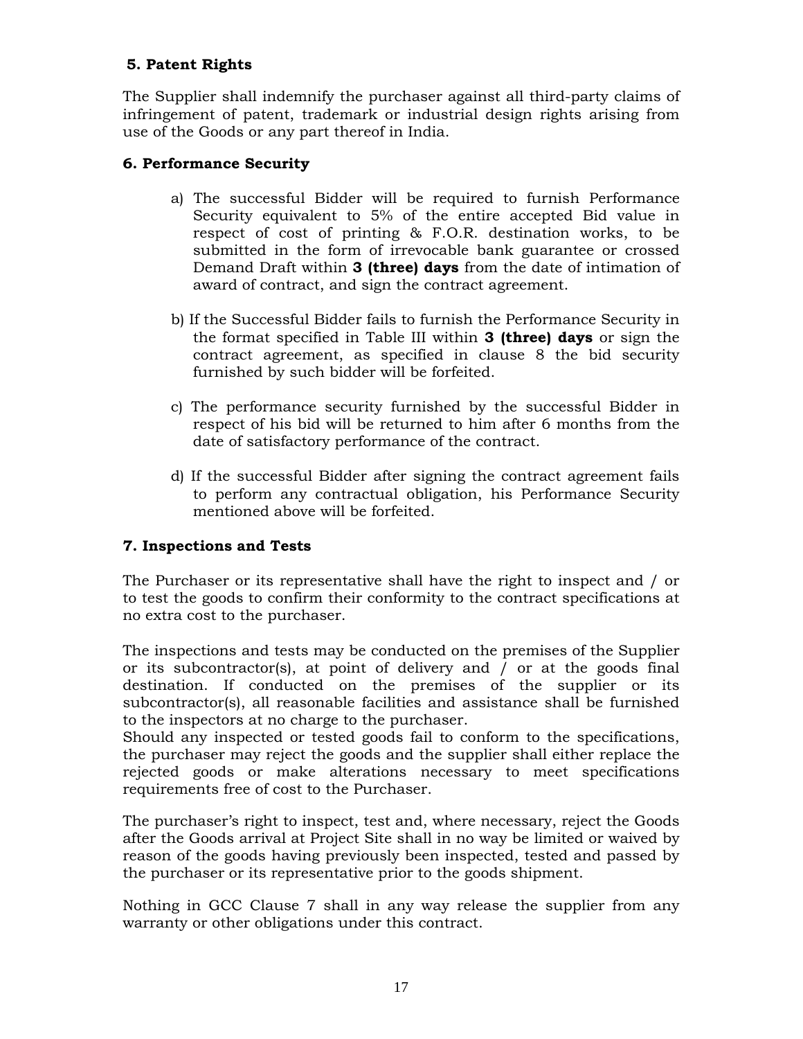### 5. Patent Rights

The Supplier shall indemnify the purchaser against all third-party claims of infringement of patent, trademark or industrial design rights arising from use of the Goods or any part thereof in India.

### 6. Performance Security

a) The successful Bidder will be required to furnish Performance Security equivalent to 5% of the entire accepted Bid value in respect of cost of printing & F.O.R. destination works, to be submitted in the form of irrevocable bank guarantee or crossed Demand Draft within **3 (three) days** from the date of intimation of award of contract, and sign the contract agreement.

b) If the Successful Bidder fails to furnish the Performance Security in the format specified in Table III within **3 (three) days** or sign the contract agreement, as specified in clause 8 the bid security furnished by such bidder will be forfeited.

c) The performance security furnished by the successful Bidder in respect of his bid will be returned to him after 6 months from the date of satisfactory performance of the contract.

d) If the successful Bidder after signing the contract agreement fails to perform any contractual obligation, his Performance Security mentioned above will be forfeited.

### 7. Inspections and Tests

The Purchaser or its representative shall have the right to inspect and / or to test the goods to confirm their conformity to the contract specifications at no extra cost to the purchaser.

The inspections and tests may be conducted on the premises of the Supplier or its subcontractor(s), at point of delivery and / or at the goods final destination. If conducted on the premises of the supplier or its subcontractor(s), all reasonable facilities and assistance shall be furnished to the inspectors at no charge to the purchaser.
Should any inspected or tested goods fail to conform to the specifications, the purchaser may reject the goods and the supplier shall either replace the rejected goods or make alterations necessary to meet specifications requirements free of cost to the Purchaser.

The purchaser's right to inspect, test and, where necessary, reject the Goods after the Goods arrival at Project Site shall in no way be limited or waived by reason of the goods having previously been inspected, tested and passed by the purchaser or its representative prior to the goods shipment.

Nothing in GCC Clause 7 shall in any way release the supplier from any warranty or other obligations under this contract.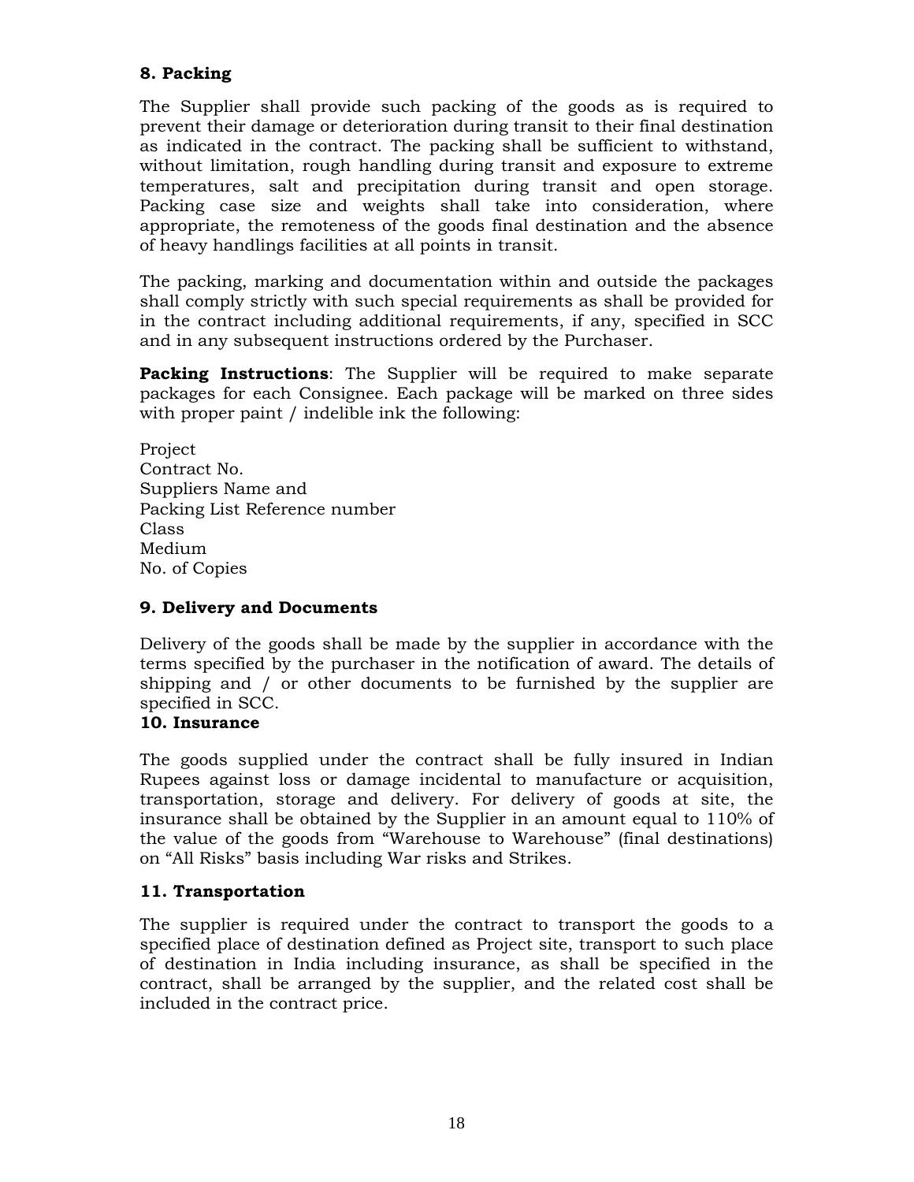## 8. Packing

The Supplier shall provide such packing of the goods as is required to prevent their damage or deterioration during transit to their final destination as indicated in the contract. The packing shall be sufficient to withstand, without limitation, rough handling during transit and exposure to extreme temperatures, salt and precipitation during transit and open storage. Packing case size and weights shall take into consideration, where appropriate, the remoteness of the goods final destination and the absence of heavy handlings facilities at all points in transit.

The packing, marking and documentation within and outside the packages shall comply strictly with such special requirements as shall be provided for in the contract including additional requirements, if any, specified in SCC and in any subsequent instructions ordered by the Purchaser.

**Packing Instructions**: The Supplier will be required to make separate packages for each Consignee. Each package will be marked on three sides with proper paint / indelible ink the following:

Project
Contract No.
Suppliers Name and
Packing List Reference number
Class
Medium
No. of Copies

## 9. Delivery and Documents

Delivery of the goods shall be made by the supplier in accordance with the terms specified by the purchaser in the notification of award. The details of shipping and / or other documents to be furnished by the supplier are specified in SCC.

## 10. Insurance

The goods supplied under the contract shall be fully insured in Indian Rupees against loss or damage incidental to manufacture or acquisition, transportation, storage and delivery. For delivery of goods at site, the insurance shall be obtained by the Supplier in an amount equal to 110% of the value of the goods from “Warehouse to Warehouse” (final destinations) on “All Risks” basis including War risks and Strikes.

## 11. Transportation

The supplier is required under the contract to transport the goods to a specified place of destination defined as Project site, transport to such place of destination in India including insurance, as shall be specified in the contract, shall be arranged by the supplier, and the related cost shall be included in the contract price.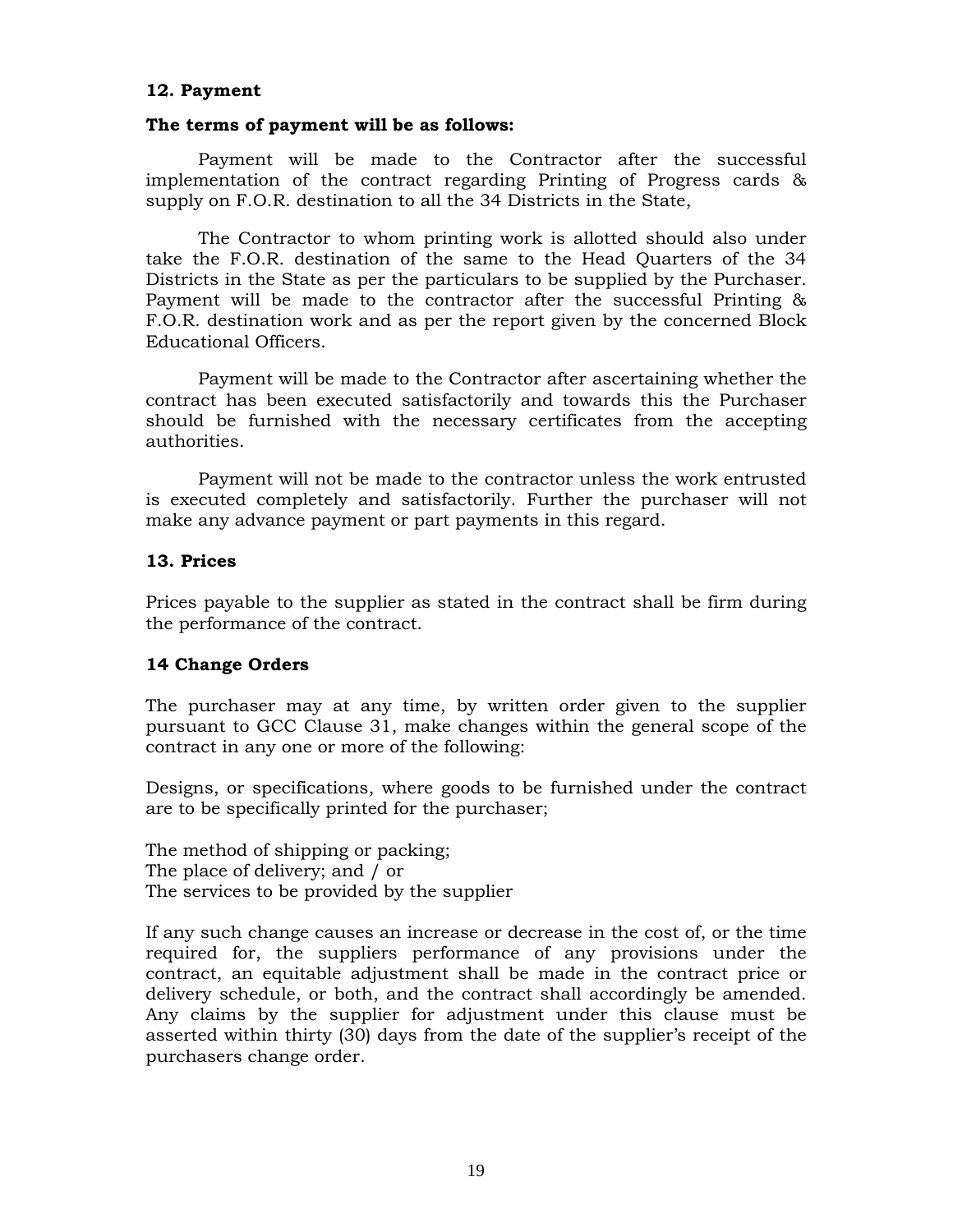### 12. Payment

**The terms of payment will be as follows:**

Payment will be made to the Contractor after the successful implementation of the contract regarding Printing of Progress cards & supply on F.O.R. destination to all the 34 Districts in the State,

The Contractor to whom printing work is allotted should also under take the F.O.R. destination of the same to the Head Quarters of the 34 Districts in the State as per the particulars to be supplied by the Purchaser. Payment will be made to the contractor after the successful Printing & F.O.R. destination work and as per the report given by the concerned Block Educational Officers.

Payment will be made to the Contractor after ascertaining whether the contract has been executed satisfactorily and towards this the Purchaser should be furnished with the necessary certificates from the accepting authorities.

Payment will not be made to the contractor unless the work entrusted is executed completely and satisfactorily. Further the purchaser will not make any advance payment or part payments in this regard.

### 13. Prices

Prices payable to the supplier as stated in the contract shall be firm during the performance of the contract.

### 14 Change Orders

The purchaser may at any time, by written order given to the supplier pursuant to GCC Clause 31, make changes within the general scope of the contract in any one or more of the following:

Designs, or specifications, where goods to be furnished under the contract are to be specifically printed for the purchaser;

The method of shipping or packing;
The place of delivery; and / or
The services to be provided by the supplier

If any such change causes an increase or decrease in the cost of, or the time required for, the suppliers performance of any provisions under the contract, an equitable adjustment shall be made in the contract price or delivery schedule, or both, and the contract shall accordingly be amended. Any claims by the supplier for adjustment under this clause must be asserted within thirty (30) days from the date of the supplier's receipt of the purchasers change order.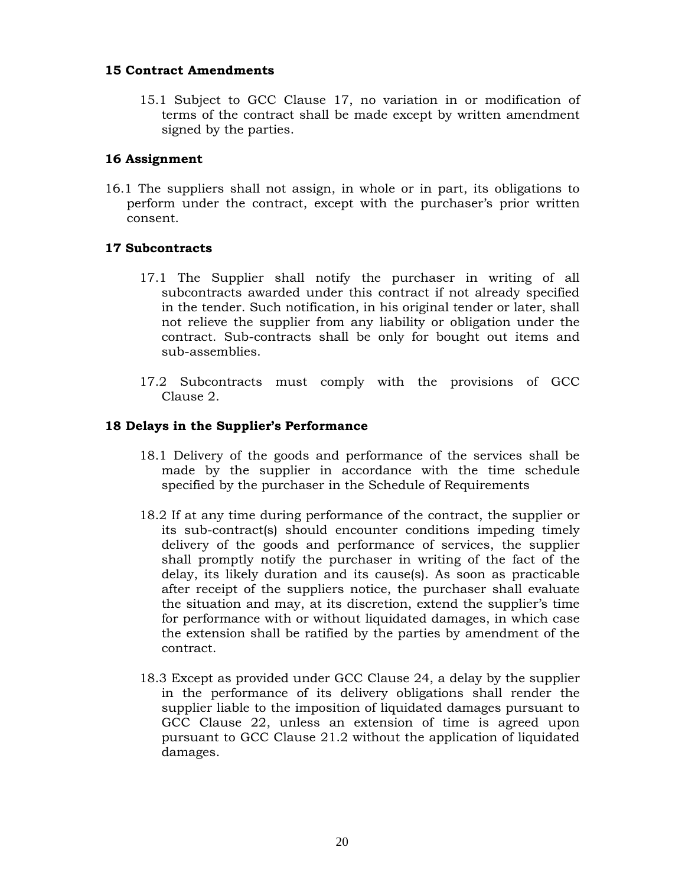### 15 Contract Amendments

15.1 Subject to GCC Clause 17, no variation in or modification of terms of the contract shall be made except by written amendment signed by the parties.

### 16 Assignment

16.1 The suppliers shall not assign, in whole or in part, its obligations to perform under the contract, except with the purchaser's prior written consent.

### 17 Subcontracts

17.1 The Supplier shall notify the purchaser in writing of all subcontracts awarded under this contract if not already specified in the tender. Such notification, in his original tender or later, shall not relieve the supplier from any liability or obligation under the contract. Sub-contracts shall be only for bought out items and sub-assemblies.

17.2 Subcontracts must comply with the provisions of GCC Clause 2.

### 18 Delays in the Supplier's Performance

18.1 Delivery of the goods and performance of the services shall be made by the supplier in accordance with the time schedule specified by the purchaser in the Schedule of Requirements

18.2 If at any time during performance of the contract, the supplier or its sub-contract(s) should encounter conditions impeding timely delivery of the goods and performance of services, the supplier shall promptly notify the purchaser in writing of the fact of the delay, its likely duration and its cause(s). As soon as practicable after receipt of the suppliers notice, the purchaser shall evaluate the situation and may, at its discretion, extend the supplier's time for performance with or without liquidated damages, in which case the extension shall be ratified by the parties by amendment of the contract.

18.3 Except as provided under GCC Clause 24, a delay by the supplier in the performance of its delivery obligations shall render the supplier liable to the imposition of liquidated damages pursuant to GCC Clause 22, unless an extension of time is agreed upon pursuant to GCC Clause 21.2 without the application of liquidated damages.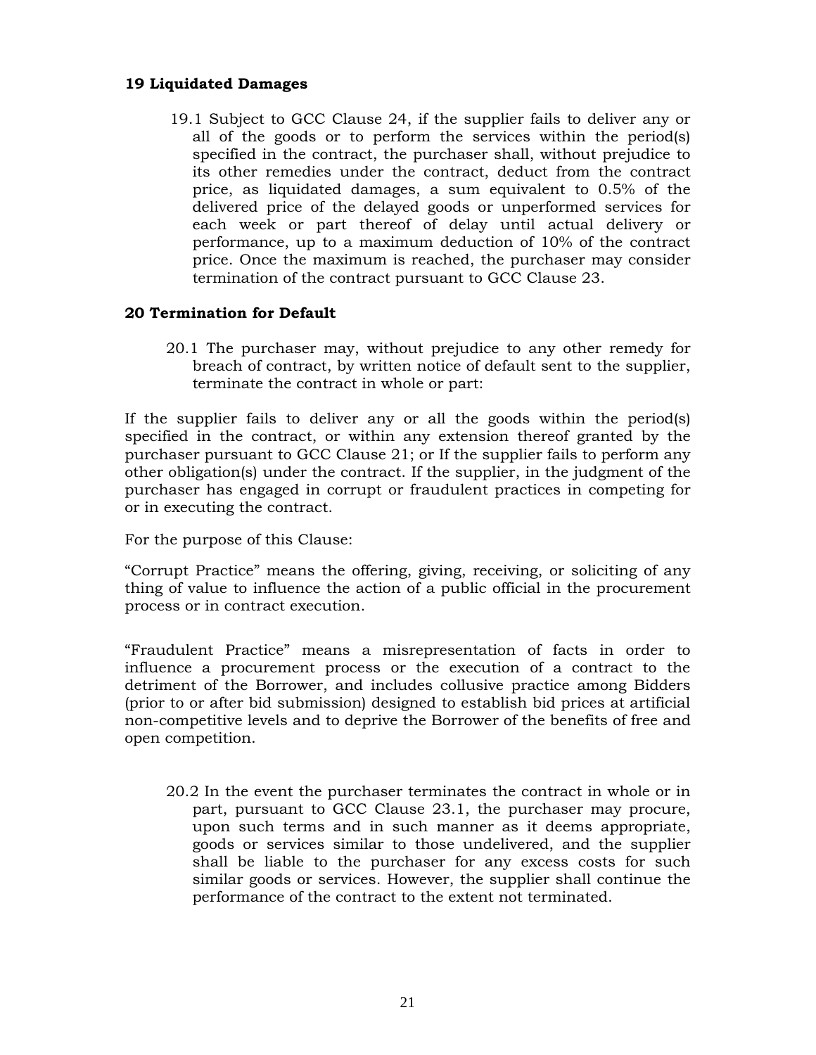### 19 Liquidated Damages

19.1 Subject to GCC Clause 24, if the supplier fails to deliver any or all of the goods or to perform the services within the period(s) specified in the contract, the purchaser shall, without prejudice to its other remedies under the contract, deduct from the contract price, as liquidated damages, a sum equivalent to 0.5% of the delivered price of the delayed goods or unperformed services for each week or part thereof of delay until actual delivery or performance, up to a maximum deduction of 10% of the contract price. Once the maximum is reached, the purchaser may consider termination of the contract pursuant to GCC Clause 23.

### 20 Termination for Default

20.1 The purchaser may, without prejudice to any other remedy for breach of contract, by written notice of default sent to the supplier, terminate the contract in whole or part:

If the supplier fails to deliver any or all the goods within the period(s) specified in the contract, or within any extension thereof granted by the purchaser pursuant to GCC Clause 21; or If the supplier fails to perform any other obligation(s) under the contract. If the supplier, in the judgment of the purchaser has engaged in corrupt or fraudulent practices in competing for or in executing the contract.

For the purpose of this Clause:

"Corrupt Practice" means the offering, giving, receiving, or soliciting of any thing of value to influence the action of a public official in the procurement process or in contract execution.

"Fraudulent Practice" means a misrepresentation of facts in order to influence a procurement process or the execution of a contract to the detriment of the Borrower, and includes collusive practice among Bidders (prior to or after bid submission) designed to establish bid prices at artificial non-competitive levels and to deprive the Borrower of the benefits of free and open competition.

20.2 In the event the purchaser terminates the contract in whole or in part, pursuant to GCC Clause 23.1, the purchaser may procure, upon such terms and in such manner as it deems appropriate, goods or services similar to those undelivered, and the supplier shall be liable to the purchaser for any excess costs for such similar goods or services. However, the supplier shall continue the performance of the contract to the extent not terminated.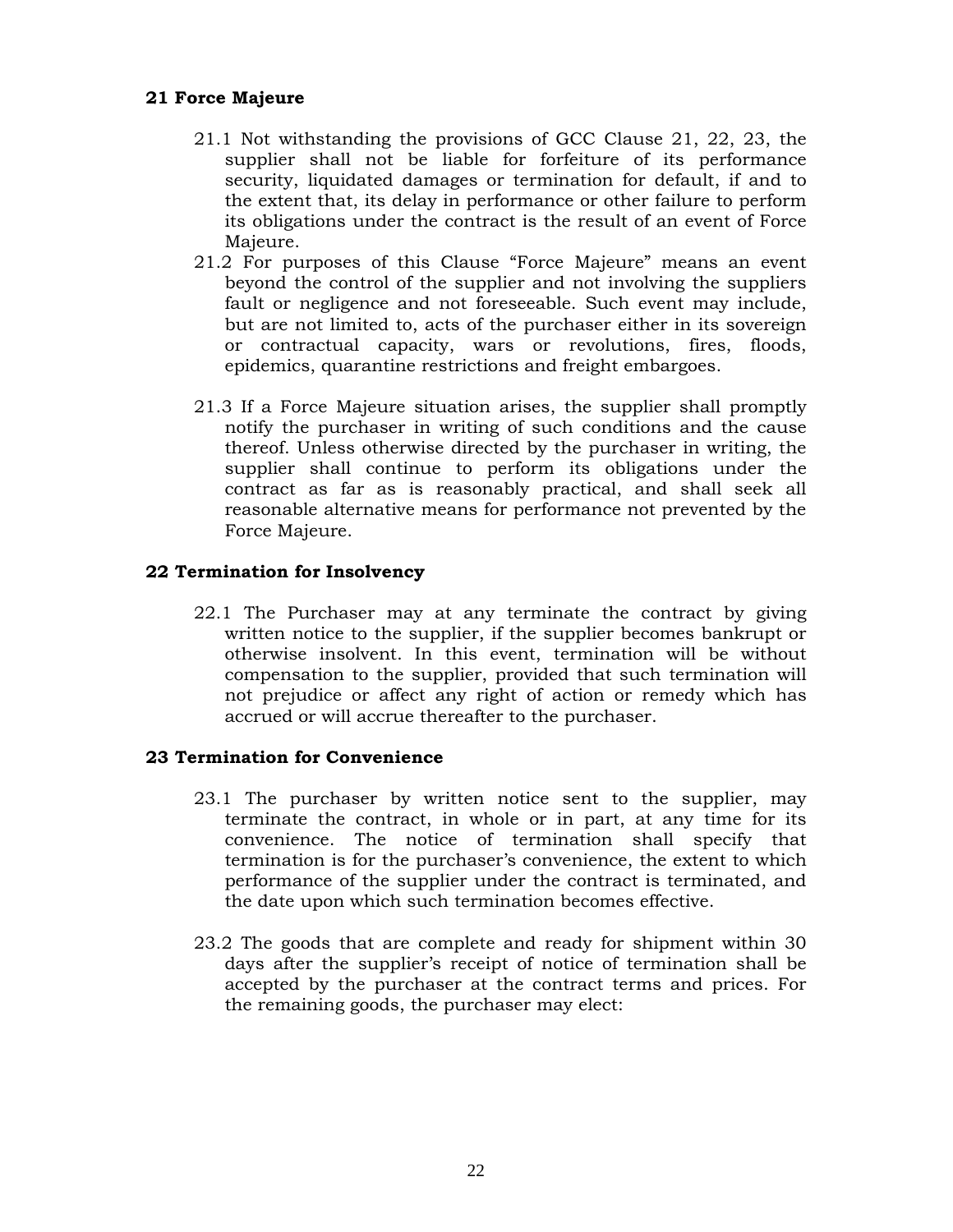**21 Force Majeure**

21.1 Not withstanding the provisions of GCC Clause 21, 22, 23, the supplier shall not be liable for forfeiture of its performance security, liquidated damages or termination for default, if and to the extent that, its delay in performance or other failure to perform its obligations under the contract is the result of an event of Force Majeure.

21.2 For purposes of this Clause "Force Majeure" means an event beyond the control of the supplier and not involving the suppliers fault or negligence and not foreseeable. Such event may include, but are not limited to, acts of the purchaser either in its sovereign or contractual capacity, wars or revolutions, fires, floods, epidemics, quarantine restrictions and freight embargoes.

21.3 If a Force Majeure situation arises, the supplier shall promptly notify the purchaser in writing of such conditions and the cause thereof. Unless otherwise directed by the purchaser in writing, the supplier shall continue to perform its obligations under the contract as far as is reasonably practical, and shall seek all reasonable alternative means for performance not prevented by the Force Majeure.

**22 Termination for Insolvency**

22.1 The Purchaser may at any terminate the contract by giving written notice to the supplier, if the supplier becomes bankrupt or otherwise insolvent. In this event, termination will be without compensation to the supplier, provided that such termination will not prejudice or affect any right of action or remedy which has accrued or will accrue thereafter to the purchaser.

**23 Termination for Convenience**

23.1 The purchaser by written notice sent to the supplier, may terminate the contract, in whole or in part, at any time for its convenience. The notice of termination shall specify that termination is for the purchaser's convenience, the extent to which performance of the supplier under the contract is terminated, and the date upon which such termination becomes effective.

23.2 The goods that are complete and ready for shipment within 30 days after the supplier's receipt of notice of termination shall be accepted by the purchaser at the contract terms and prices. For the remaining goods, the purchaser may elect: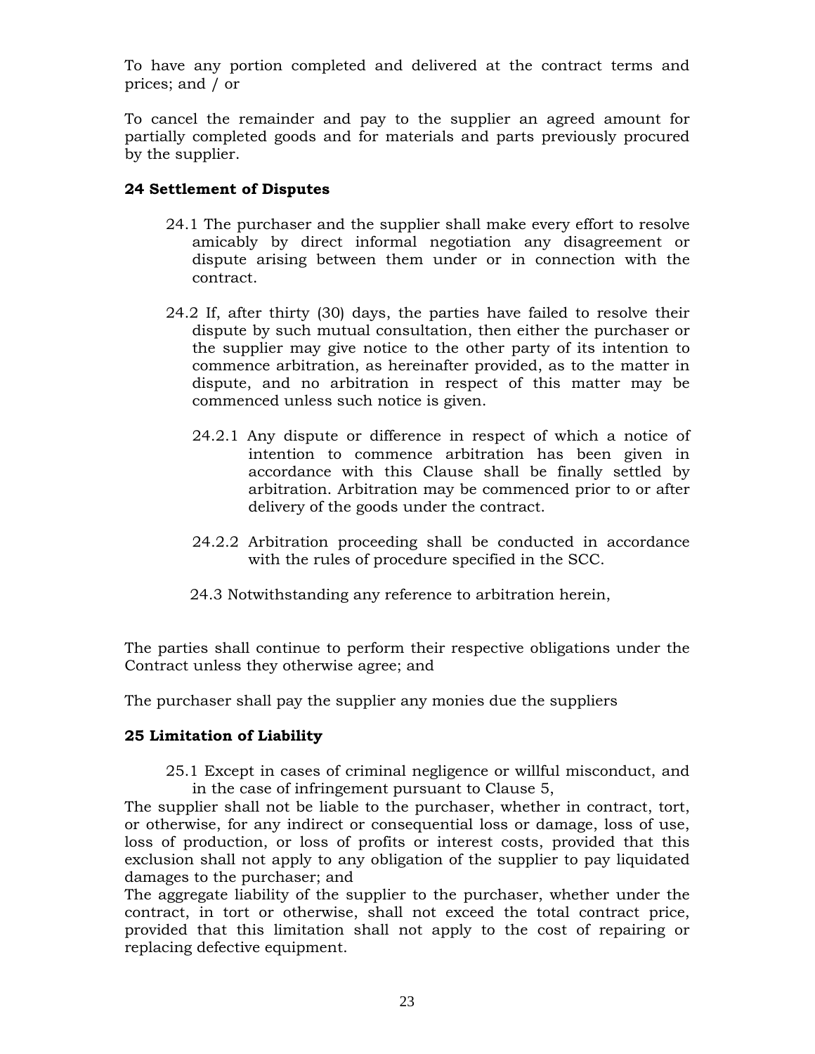To have any portion completed and delivered at the contract terms and prices; and / or

To cancel the remainder and pay to the supplier an agreed amount for partially completed goods and for materials and parts previously procured by the supplier.

### 24 Settlement of Disputes

24.1 The purchaser and the supplier shall make every effort to resolve amicably by direct informal negotiation any disagreement or dispute arising between them under or in connection with the contract.

24.2 If, after thirty (30) days, the parties have failed to resolve their dispute by such mutual consultation, then either the purchaser or the supplier may give notice to the other party of its intention to commence arbitration, as hereinafter provided, as to the matter in dispute, and no arbitration in respect of this matter may be commenced unless such notice is given.

24.2.1 Any dispute or difference in respect of which a notice of intention to commence arbitration has been given in accordance with this Clause shall be finally settled by arbitration. Arbitration may be commenced prior to or after delivery of the goods under the contract.

24.2.2 Arbitration proceeding shall be conducted in accordance with the rules of procedure specified in the SCC.

24.3 Notwithstanding any reference to arbitration herein,

The parties shall continue to perform their respective obligations under the Contract unless they otherwise agree; and

The purchaser shall pay the supplier any monies due the suppliers

### 25 Limitation of Liability

25.1 Except in cases of criminal negligence or willful misconduct, and in the case of infringement pursuant to Clause 5,

The supplier shall not be liable to the purchaser, whether in contract, tort, or otherwise, for any indirect or consequential loss or damage, loss of use, loss of production, or loss of profits or interest costs, provided that this exclusion shall not apply to any obligation of the supplier to pay liquidated damages to the purchaser; and

The aggregate liability of the supplier to the purchaser, whether under the contract, in tort or otherwise, shall not exceed the total contract price, provided that this limitation shall not apply to the cost of repairing or replacing defective equipment.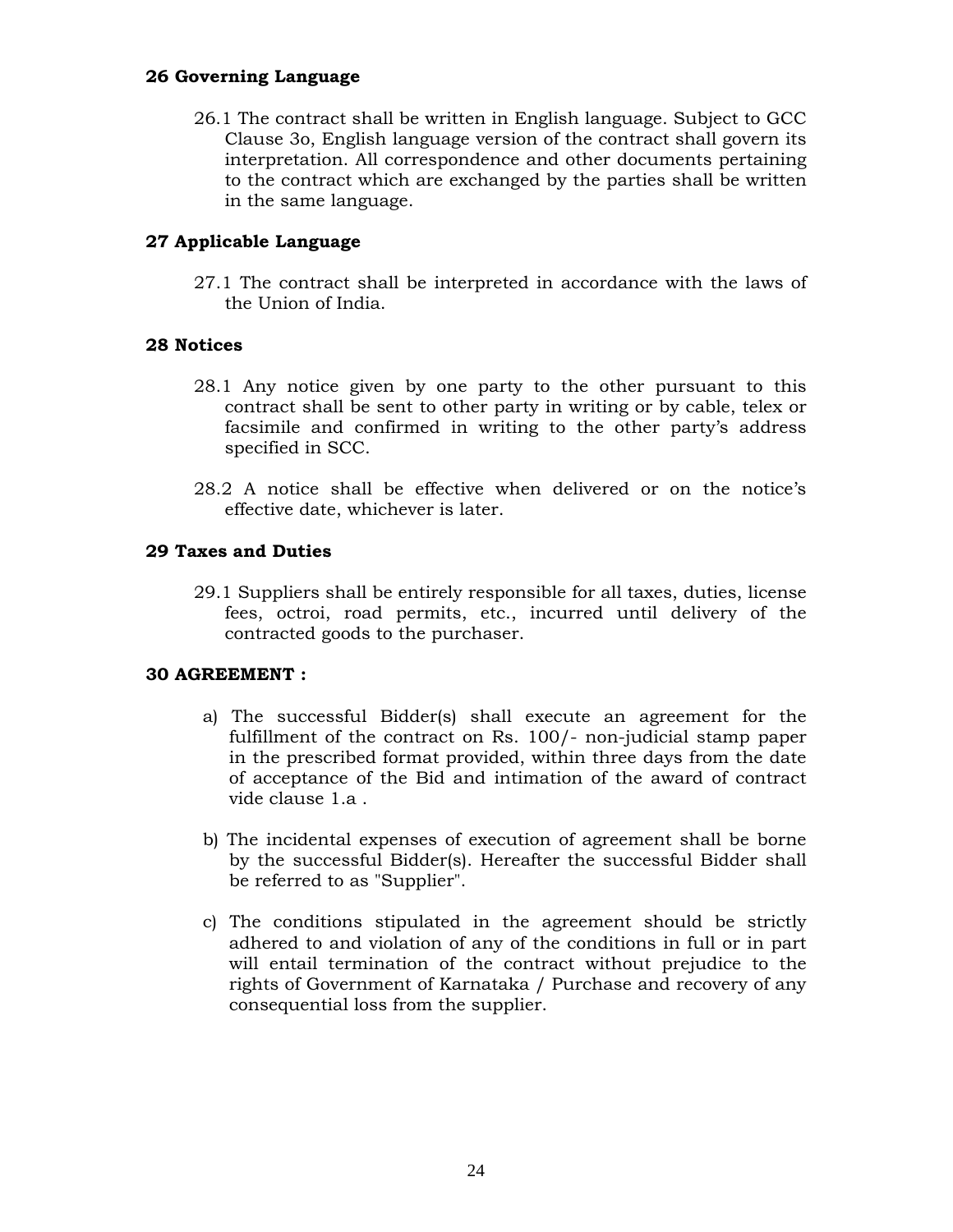## 26 Governing Language

26.1 The contract shall be written in English language. Subject to GCC Clause 3o, English language version of the contract shall govern its interpretation. All correspondence and other documents pertaining to the contract which are exchanged by the parties shall be written in the same language.

## 27 Applicable Language

27.1 The contract shall be interpreted in accordance with the laws of the Union of India.

## 28 Notices

28.1 Any notice given by one party to the other pursuant to this contract shall be sent to other party in writing or by cable, telex or facsimile and confirmed in writing to the other party's address specified in SCC.

28.2 A notice shall be effective when delivered or on the notice's effective date, whichever is later.

## 29 Taxes and Duties

29.1 Suppliers shall be entirely responsible for all taxes, duties, license fees, octroi, road permits, etc., incurred until delivery of the contracted goods to the purchaser.

## 30 AGREEMENT :

a) The successful Bidder(s) shall execute an agreement for the fulfillment of the contract on Rs. 100/- non-judicial stamp paper in the prescribed format provided, within three days from the date of acceptance of the Bid and intimation of the award of contract vide clause 1.a .

b) The incidental expenses of execution of agreement shall be borne by the successful Bidder(s). Hereafter the successful Bidder shall be referred to as "Supplier".

c) The conditions stipulated in the agreement should be strictly adhered to and violation of any of the conditions in full or in part will entail termination of the contract without prejudice to the rights of Government of Karnataka / Purchase and recovery of any consequential loss from the supplier.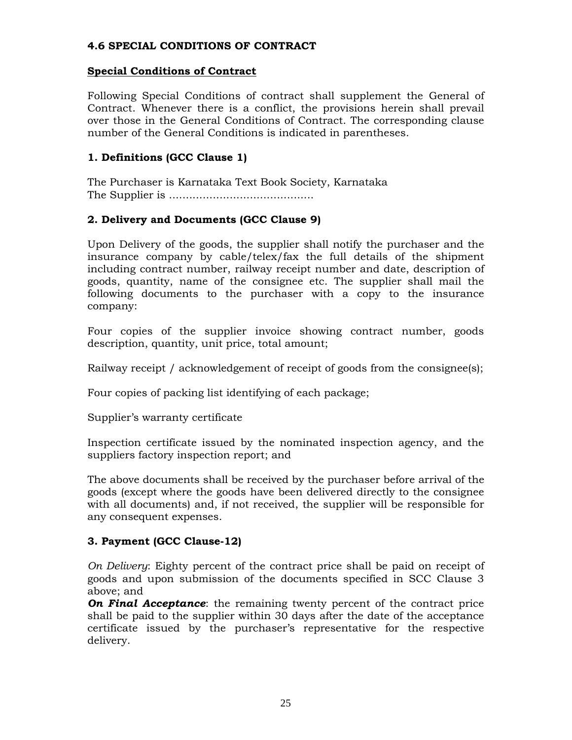## 4.6 SPECIAL CONDITIONS OF CONTRACT

**Special Conditions of Contract**

Following Special Conditions of contract shall supplement the General of Contract. Whenever there is a conflict, the provisions herein shall prevail over those in the General Conditions of Contract. The corresponding clause number of the General Conditions is indicated in parentheses.

### 1. Definitions (GCC Clause 1)

The Purchaser is Karnataka Text Book Society, Karnataka
The Supplier is ……………………………………

### 2. Delivery and Documents (GCC Clause 9)

Upon Delivery of the goods, the supplier shall notify the purchaser and the insurance company by cable/telex/fax the full details of the shipment including contract number, railway receipt number and date, description of goods, quantity, name of the consignee etc. The supplier shall mail the following documents to the purchaser with a copy to the insurance company:

Four copies of the supplier invoice showing contract number, goods description, quantity, unit price, total amount;

Railway receipt / acknowledgement of receipt of goods from the consignee(s);

Four copies of packing list identifying of each package;

Supplier's warranty certificate

Inspection certificate issued by the nominated inspection agency, and the suppliers factory inspection report; and

The above documents shall be received by the purchaser before arrival of the goods (except where the goods have been delivered directly to the consignee with all documents) and, if not received, the supplier will be responsible for any consequent expenses.

### 3. Payment (GCC Clause-12)

*On Delivery*: Eighty percent of the contract price shall be paid on receipt of goods and upon submission of the documents specified in SCC Clause 3 above; and
***On Final Acceptance***: the remaining twenty percent of the contract price shall be paid to the supplier within 30 days after the date of the acceptance certificate issued by the purchaser's representative for the respective delivery.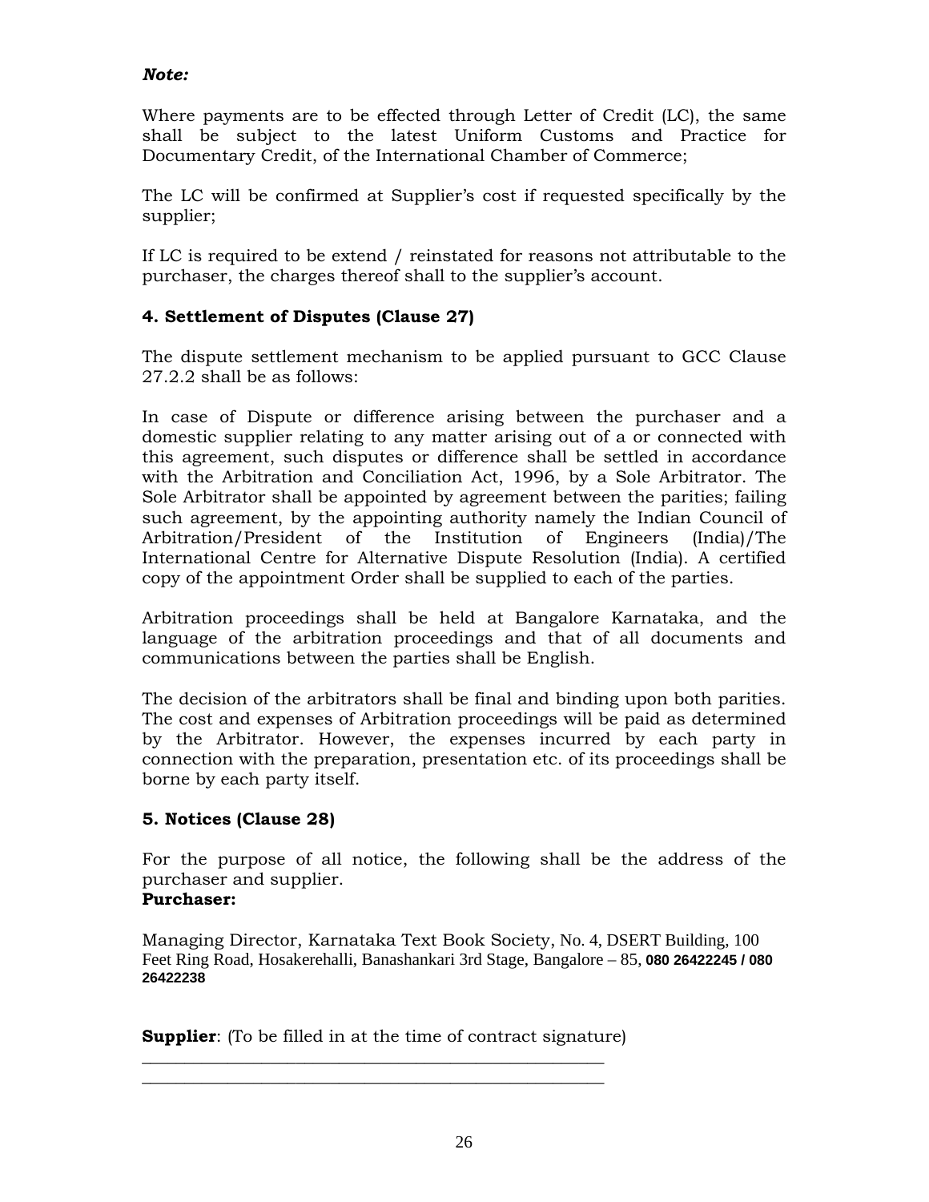***Note:***

Where payments are to be effected through Letter of Credit (LC), the same shall be subject to the latest Uniform Customs and Practice for Documentary Credit, of the International Chamber of Commerce;

The LC will be confirmed at Supplier's cost if requested specifically by the supplier;

If LC is required to be extend / reinstated for reasons not attributable to the purchaser, the charges thereof shall to the supplier's account.

### 4. Settlement of Disputes (Clause 27)

The dispute settlement mechanism to be applied pursuant to GCC Clause 27.2.2 shall be as follows:

In case of Dispute or difference arising between the purchaser and a domestic supplier relating to any matter arising out of a or connected with this agreement, such disputes or difference shall be settled in accordance with the Arbitration and Conciliation Act, 1996, by a Sole Arbitrator. The Sole Arbitrator shall be appointed by agreement between the parties; failing such agreement, by the appointing authority namely the Indian Council of Arbitration/President of the Institution of Engineers (India)/The International Centre for Alternative Dispute Resolution (India). A certified copy of the appointment Order shall be supplied to each of the parties.

Arbitration proceedings shall be held at Bangalore Karnataka, and the language of the arbitration proceedings and that of all documents and communications between the parties shall be English.

The decision of the arbitrators shall be final and binding upon both parities. The cost and expenses of Arbitration proceedings will be paid as determined by the Arbitrator. However, the expenses incurred by each party in connection with the preparation, presentation etc. of its proceedings shall be borne by each party itself.

### 5. Notices (Clause 28)

For the purpose of all notice, the following shall be the address of the purchaser and supplier.
**Purchaser:**

Managing Director, Karnataka Text Book Society, No. 4, DSERT Building, 100 Feet Ring Road, Hosakerehalli, Banashankari 3rd Stage, Bangalore – 85, **080 26422245 / 080 26422238**

**Supplier**: (To be filled in at the time of contract signature)
______________________________________________________
______________________________________________________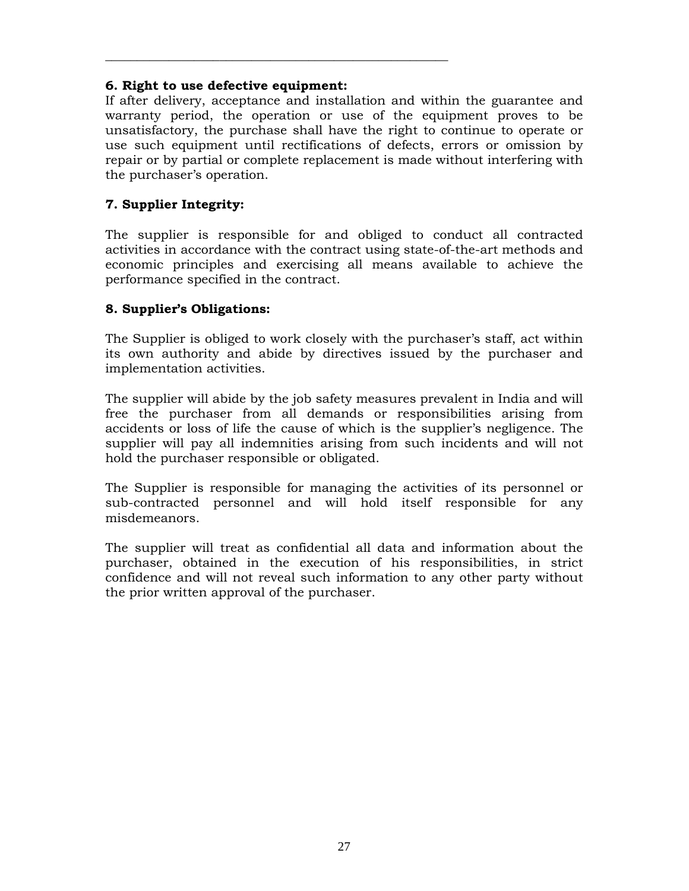**6. Right to use defective equipment:**

If after delivery, acceptance and installation and within the guarantee and warranty period, the operation or use of the equipment proves to be unsatisfactory, the purchase shall have the right to continue to operate or use such equipment until rectifications of defects, errors or omission by repair or by partial or complete replacement is made without interfering with the purchaser's operation.

**7. Supplier Integrity:**

The supplier is responsible for and obliged to conduct all contracted activities in accordance with the contract using state-of-the-art methods and economic principles and exercising all means available to achieve the performance specified in the contract.

**8. Supplier's Obligations:**

The Supplier is obliged to work closely with the purchaser's staff, act within its own authority and abide by directives issued by the purchaser and implementation activities.

The supplier will abide by the job safety measures prevalent in India and will free the purchaser from all demands or responsibilities arising from accidents or loss of life the cause of which is the supplier's negligence. The supplier will pay all indemnities arising from such incidents and will not hold the purchaser responsible or obligated.

The Supplier is responsible for managing the activities of its personnel or sub-contracted personnel and will hold itself responsible for any misdemeanors.

The supplier will treat as confidential all data and information about the purchaser, obtained in the execution of his responsibilities, in strict confidence and will not reveal such information to any other party without the prior written approval of the purchaser.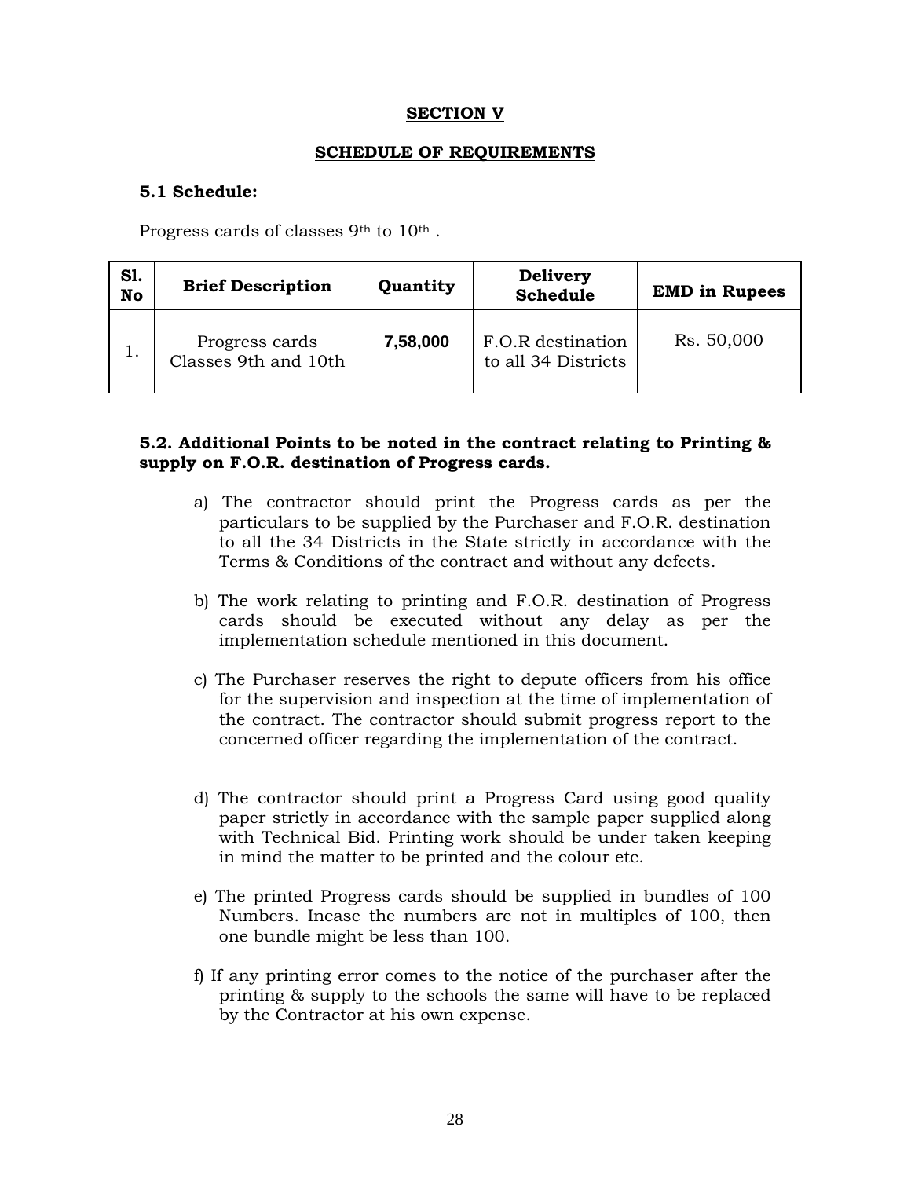## SECTION V

## SCHEDULE OF REQUIREMENTS

**5.1 Schedule:**

Progress cards of classes 9th to 10th .

| Sl. No | Brief Description | Quantity | Delivery Schedule | EMD in Rupees |
|---|---|---|---|---|
| 1. | Progress cards Classes 9th and 10th | **7,58,000** | F.O.R destination to all 34 Districts | Rs. 50,000 |

**5.2. Additional Points to be noted in the contract relating to Printing & supply on F.O.R. destination of Progress cards.**

a) The contractor should print the Progress cards as per the particulars to be supplied by the Purchaser and F.O.R. destination to all the 34 Districts in the State strictly in accordance with the Terms & Conditions of the contract and without any defects.

b) The work relating to printing and F.O.R. destination of Progress cards should be executed without any delay as per the implementation schedule mentioned in this document.

c) The Purchaser reserves the right to depute officers from his office for the supervision and inspection at the time of implementation of the contract. The contractor should submit progress report to the concerned officer regarding the implementation of the contract.

d) The contractor should print a Progress Card using good quality paper strictly in accordance with the sample paper supplied along with Technical Bid. Printing work should be under taken keeping in mind the matter to be printed and the colour etc.

e) The printed Progress cards should be supplied in bundles of 100 Numbers. Incase the numbers are not in multiples of 100, then one bundle might be less than 100.

f) If any printing error comes to the notice of the purchaser after the printing & supply to the schools the same will have to be replaced by the Contractor at his own expense.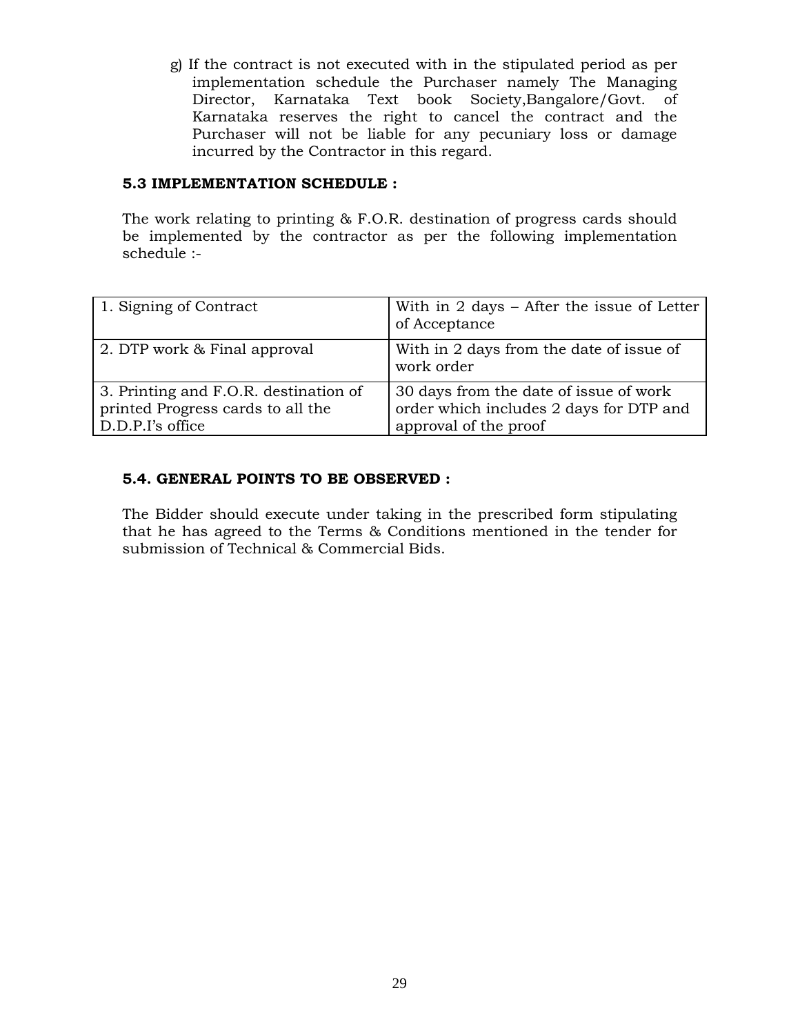g) If the contract is not executed with in the stipulated period as per implementation schedule the Purchaser namely The Managing Director, Karnataka Text book Society,Bangalore/Govt. of Karnataka reserves the right to cancel the contract and the Purchaser will not be liable for any pecuniary loss or damage incurred by the Contractor in this regard.

**5.3 IMPLEMENTATION SCHEDULE :**

The work relating to printing & F.O.R. destination of progress cards should be implemented by the contractor as per the following implementation schedule :-

| | |
|---|---|
| 1. Signing of Contract | With in 2 days – After the issue of Letter of Acceptance |
| 2. DTP work & Final approval | With in 2 days from the date of issue of work order |
| 3. Printing and F.O.R. destination of printed Progress cards to all the D.D.P.I's office | 30 days from the date of issue of work order which includes 2 days for DTP and approval of the proof |

**5.4. GENERAL POINTS TO BE OBSERVED :**

The Bidder should execute under taking in the prescribed form stipulating that he has agreed to the Terms & Conditions mentioned in the tender for submission of Technical & Commercial Bids.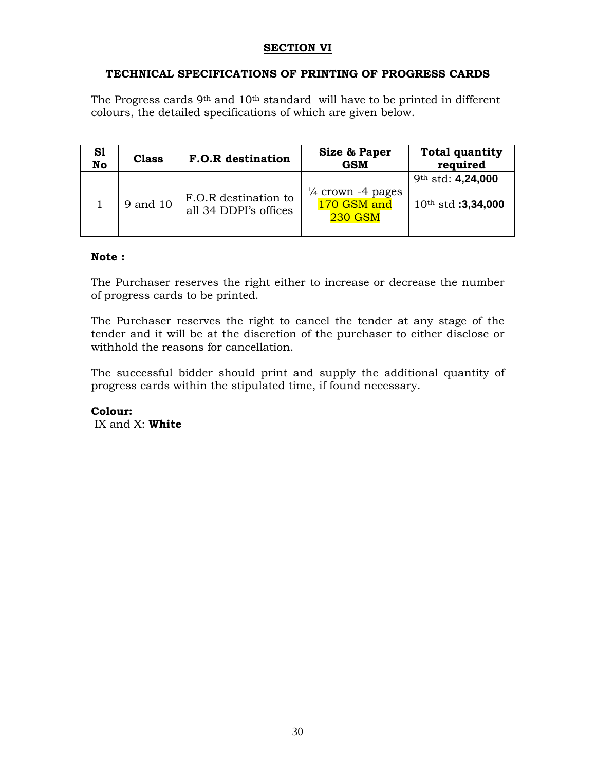## SECTION VI

### TECHNICAL SPECIFICATIONS OF PRINTING OF PROGRESS CARDS

The Progress cards 9th and 10th standard will have to be printed in different colours, the detailed specifications of which are given below.

| Sl No | Class | F.O.R destination | Size & Paper GSM | Total quantity required |
|---|---|---|---|---|
| 1 | 9 and 10 | F.O.R destination to all 34 DDPI's offices | ¼ crown -4 pages 170 GSM and 230 GSM | 9th std: **4,24,000**<br>10th std **:3,34,000** |

**Note :**

The Purchaser reserves the right either to increase or decrease the number of progress cards to be printed.

The Purchaser reserves the right to cancel the tender at any stage of the tender and it will be at the discretion of the purchaser to either disclose or withhold the reasons for cancellation.

The successful bidder should print and supply the additional quantity of progress cards within the stipulated time, if found necessary.

**Colour:**
IX and X: **White**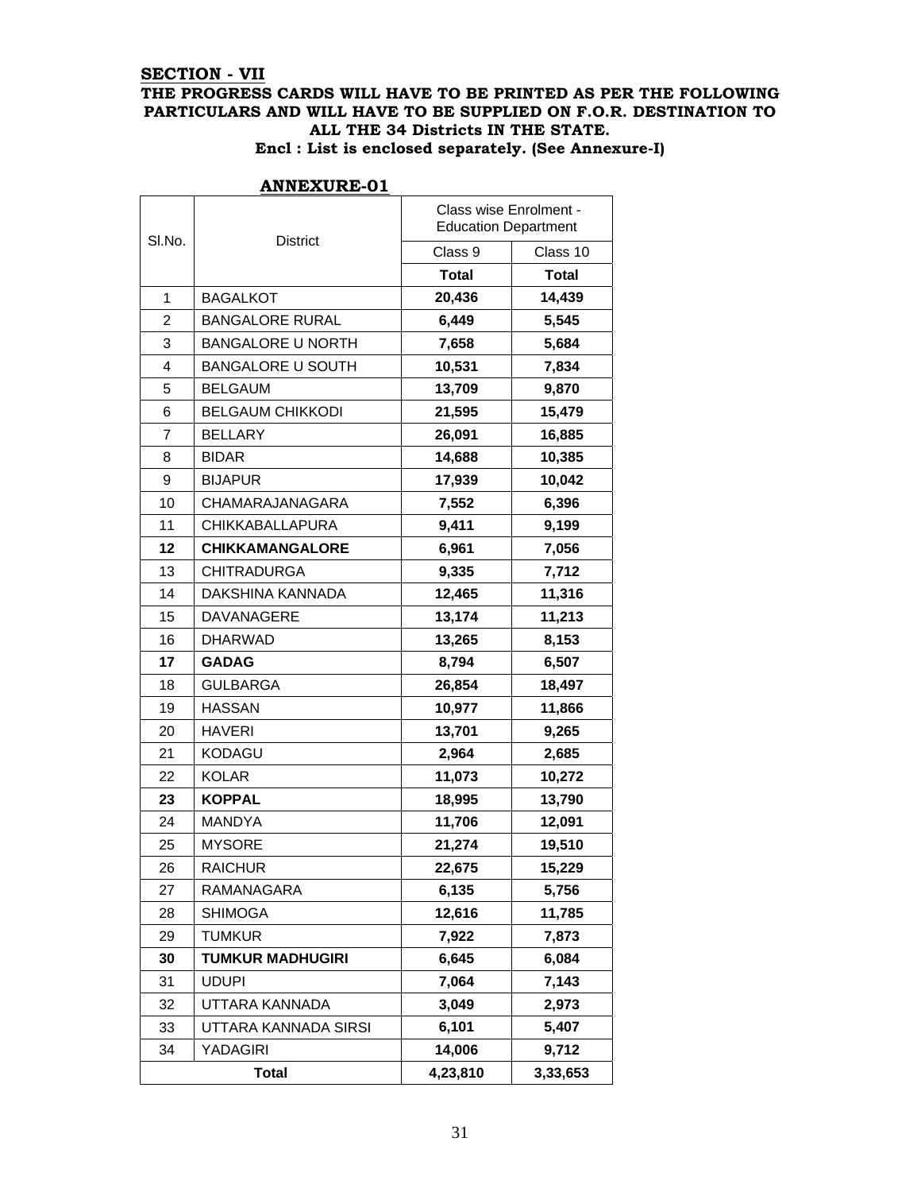**SECTION - VII**

**THE PROGRESS CARDS WILL HAVE TO BE PRINTED AS PER THE FOLLOWING PARTICULARS AND WILL HAVE TO BE SUPPLIED ON F.O.R. DESTINATION TO ALL THE 34 Districts IN THE STATE.**

**Encl : List is enclosed separately. (See Annexure-I)**

**ANNEXURE-01**

| Sl.No. | District | Class wise Enrolment - Education Department | |
|---|---|---|---|
| | | Class 9 | Class 10 |
| | | **Total** | **Total** |
| 1 | BAGALKOT | **20,436** | **14,439** |
| 2 | BANGALORE RURAL | **6,449** | **5,545** |
| 3 | BANGALORE U NORTH | **7,658** | **5,684** |
| 4 | BANGALORE U SOUTH | **10,531** | **7,834** |
| 5 | BELGAUM | **13,709** | **9,870** |
| 6 | BELGAUM CHIKKODI | **21,595** | **15,479** |
| 7 | BELLARY | **26,091** | **16,885** |
| 8 | BIDAR | **14,688** | **10,385** |
| 9 | BIJAPUR | **17,939** | **10,042** |
| 10 | CHAMARAJANAGARA | **7,552** | **6,396** |
| 11 | CHIKKABALLAPURA | **9,411** | **9,199** |
| **12** | **CHIKKAMANGALORE** | **6,961** | **7,056** |
| 13 | CHITRADURGA | **9,335** | **7,712** |
| 14 | DAKSHINA KANNADA | **12,465** | **11,316** |
| 15 | DAVANAGERE | **13,174** | **11,213** |
| 16 | DHARWAD | **13,265** | **8,153** |
| **17** | **GADAG** | **8,794** | **6,507** |
| 18 | GULBARGA | **26,854** | **18,497** |
| 19 | HASSAN | **10,977** | **11,866** |
| 20 | HAVERI | **13,701** | **9,265** |
| 21 | KODAGU | **2,964** | **2,685** |
| 22 | KOLAR | **11,073** | **10,272** |
| **23** | **KOPPAL** | **18,995** | **13,790** |
| 24 | MANDYA | **11,706** | **12,091** |
| 25 | MYSORE | **21,274** | **19,510** |
| 26 | RAICHUR | **22,675** | **15,229** |
| 27 | RAMANAGARA | **6,135** | **5,756** |
| 28 | SHIMOGA | **12,616** | **11,785** |
| 29 | TUMKUR | **7,922** | **7,873** |
| **30** | **TUMKUR MADHUGIRI** | **6,645** | **6,084** |
| 31 | UDUPI | **7,064** | **7,143** |
| 32 | UTTARA KANNADA | **3,049** | **2,973** |
| 33 | UTTARA KANNADA SIRSI | **6,101** | **5,407** |
| 34 | YADAGIRI | **14,006** | **9,712** |
| **Total** | | **4,23,810** | **3,33,653** |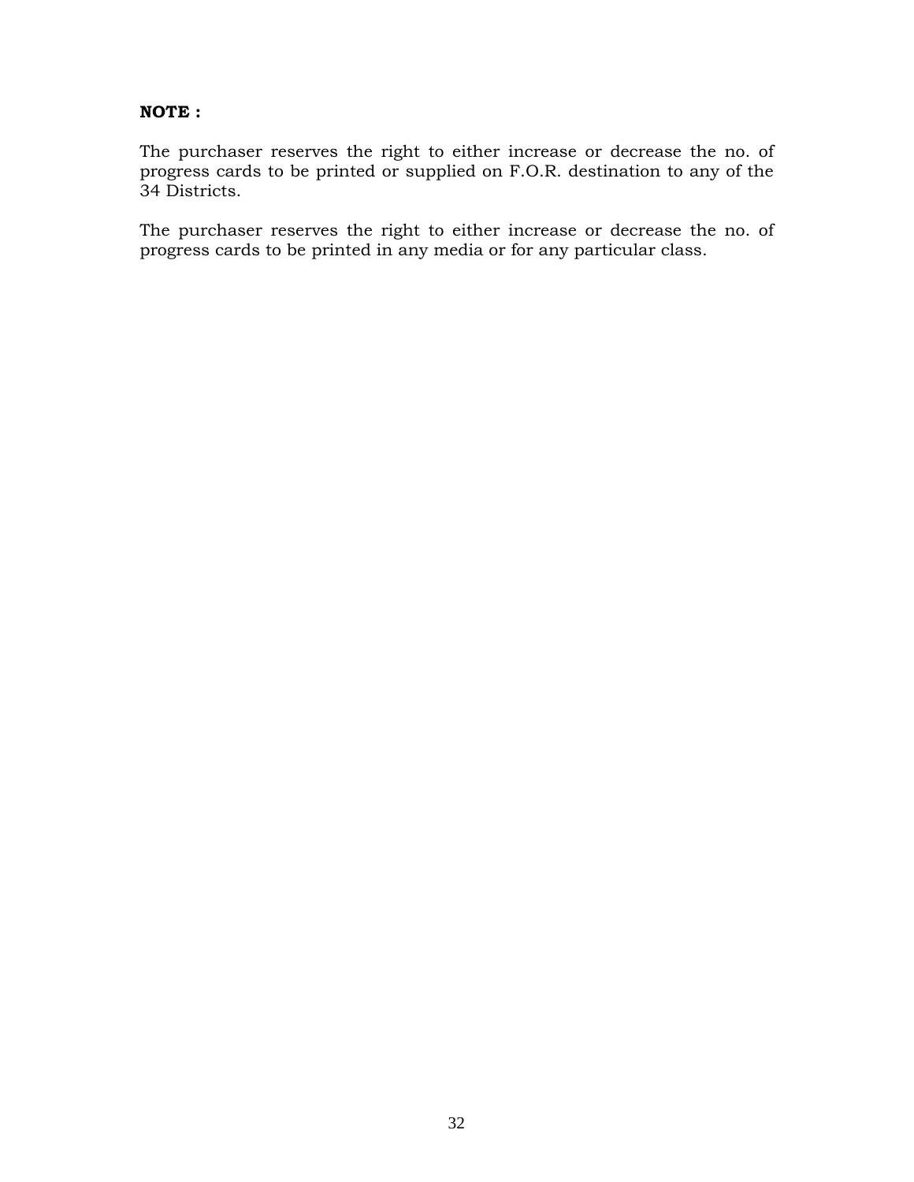**NOTE :**

The purchaser reserves the right to either increase or decrease the no. of progress cards to be printed or supplied on F.O.R. destination to any of the 34 Districts.

The purchaser reserves the right to either increase or decrease the no. of progress cards to be printed in any media or for any particular class.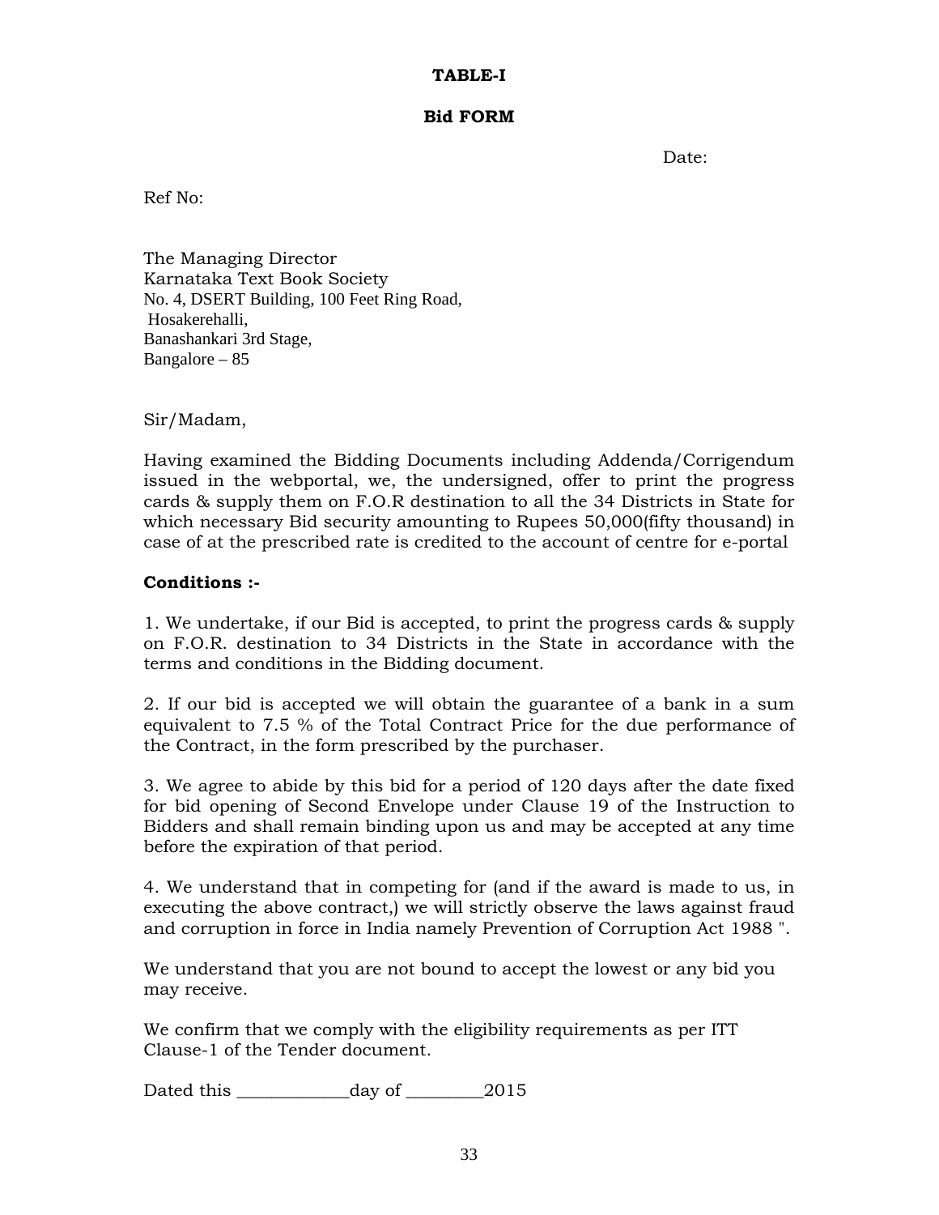**TABLE-I**

**Bid FORM**

Date:

Ref No:

The Managing Director
Karnataka Text Book Society
No. 4, DSERT Building, 100 Feet Ring Road,
Hosakerehalli,
Banashankari 3rd Stage,
Bangalore – 85

Sir/Madam,

Having examined the Bidding Documents including Addenda/Corrigendum issued in the webportal, we, the undersigned, offer to print the progress cards & supply them on F.O.R destination to all the 34 Districts in State for which necessary Bid security amounting to Rupees 50,000(fifty thousand) in case of at the prescribed rate is credited to the account of centre for e-portal

**Conditions :-**

1. We undertake, if our Bid is accepted, to print the progress cards & supply on F.O.R. destination to 34 Districts in the State in accordance with the terms and conditions in the Bidding document.

2. If our bid is accepted we will obtain the guarantee of a bank in a sum equivalent to 7.5 % of the Total Contract Price for the due performance of the Contract, in the form prescribed by the purchaser.

3. We agree to abide by this bid for a period of 120 days after the date fixed for bid opening of Second Envelope under Clause 19 of the Instruction to Bidders and shall remain binding upon us and may be accepted at any time before the expiration of that period.

4. We understand that in competing for (and if the award is made to us, in executing the above contract,) we will strictly observe the laws against fraud and corruption in force in India namely Prevention of Corruption Act 1988 ".

We understand that you are not bound to accept the lowest or any bid you may receive.

We confirm that we comply with the eligibility requirements as per ITT Clause-1 of the Tender document.

Dated this ____________day of ________2015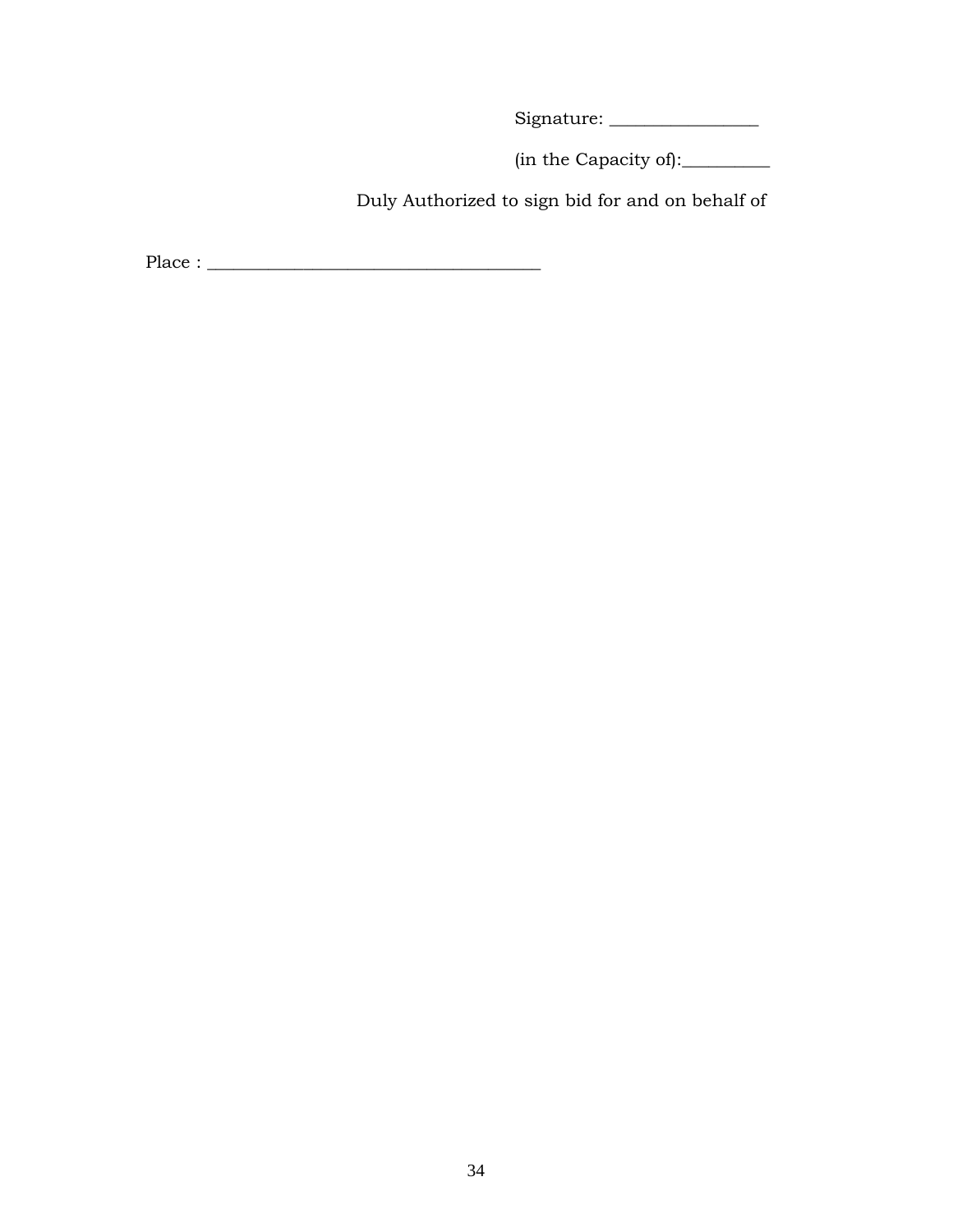Signature: ________________

(in the Capacity of):__________

Duly Authorized to sign bid for and on behalf of

Place : _____________________________________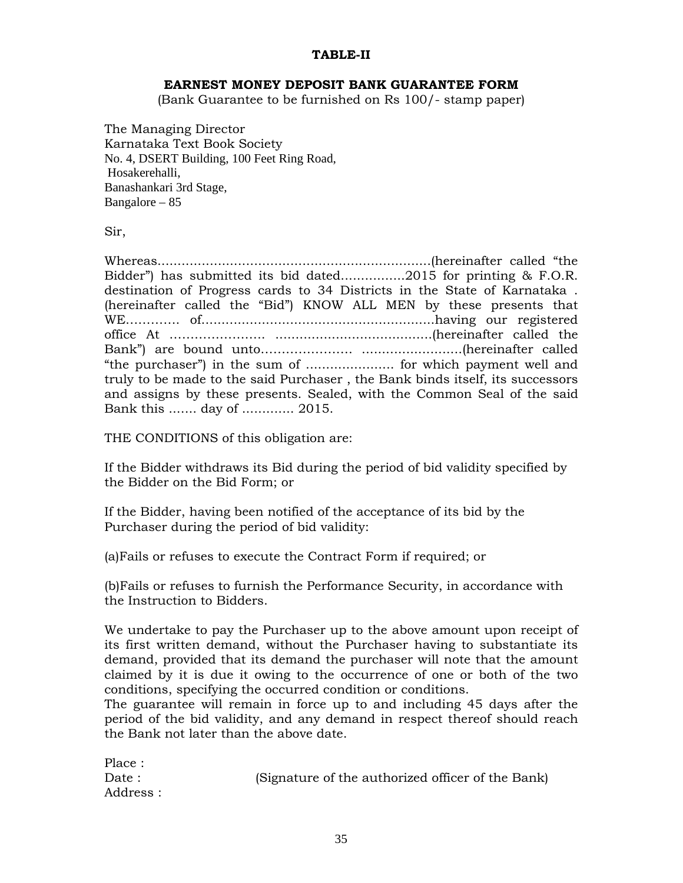**TABLE-II**

**EARNEST MONEY DEPOSIT BANK GUARANTEE FORM**

(Bank Guarantee to be furnished on Rs 100/- stamp paper)

The Managing Director
Karnataka Text Book Society
No. 4, DSERT Building, 100 Feet Ring Road,
Hosakerehalli,
Banashankari 3rd Stage,
Bangalore – 85

Sir,

Whereas…………………………………………………………(hereinafter called "the Bidder") has submitted its bid dated................2015 for printing & F.O.R. destination of Progress cards to 34 Districts in the State of Karnataka . (hereinafter called the "Bid") KNOW ALL MEN by these presents that WE…………. of…………………………………………………having our registered office At ………………….. ………………………………….(hereinafter called the Bank") are bound unto…………………. …………………….(hereinafter called "the purchaser") in the sum of …………………. for which payment well and truly to be made to the said Purchaser , the Bank binds itself, its successors and assigns by these presents. Sealed, with the Common Seal of the said Bank this ....... day of ............. 2015.

THE CONDITIONS of this obligation are:

If the Bidder withdraws its Bid during the period of bid validity specified by the Bidder on the Bid Form; or

If the Bidder, having been notified of the acceptance of its bid by the Purchaser during the period of bid validity:

(a)Fails or refuses to execute the Contract Form if required; or

(b)Fails or refuses to furnish the Performance Security, in accordance with the Instruction to Bidders.

We undertake to pay the Purchaser up to the above amount upon receipt of its first written demand, without the Purchaser having to substantiate its demand, provided that its demand the purchaser will note that the amount claimed by it is due it owing to the occurrence of one or both of the two conditions, specifying the occurred condition or conditions.
The guarantee will remain in force up to and including 45 days after the period of the bid validity, and any demand in respect thereof should reach the Bank not later than the above date.

Place :
Date : (Signature of the authorized officer of the Bank)
Address :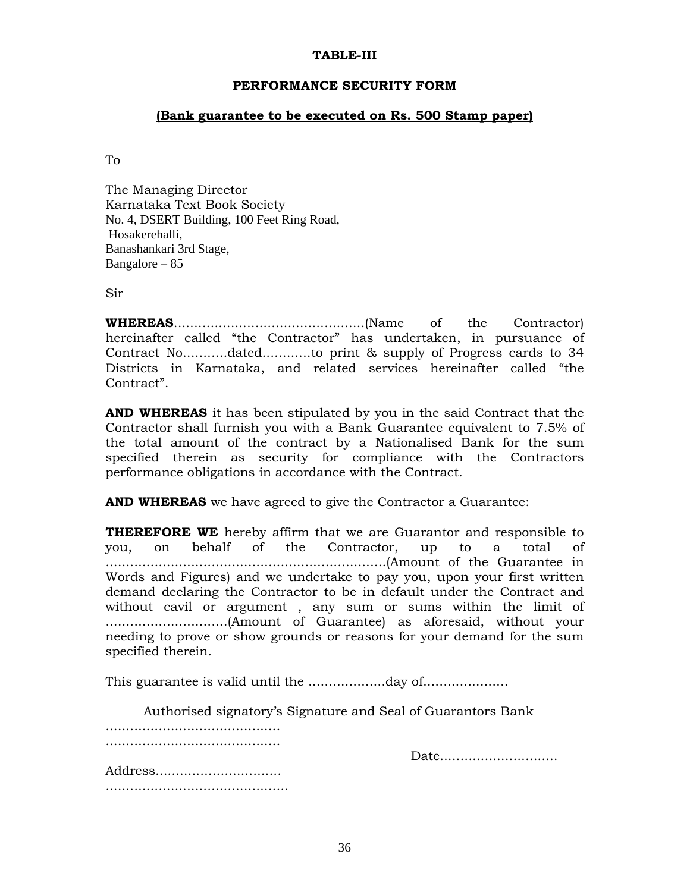**TABLE-III**

**PERFORMANCE SECURITY FORM**

**(Bank guarantee to be executed on Rs. 500 Stamp paper)**

To

The Managing Director
Karnataka Text Book Society
No. 4, DSERT Building, 100 Feet Ring Road,
Hosakerehalli,
Banashankari 3rd Stage,
Bangalore – 85

Sir

**WHEREAS**……………………………………….(Name of the Contractor) hereinafter called "the Contractor" has undertaken, in pursuance of Contract No………..dated…………to print & supply of Progress cards to 34 Districts in Karnataka, and related services hereinafter called "the Contract".

**AND WHEREAS** it has been stipulated by you in the said Contract that the Contractor shall furnish you with a Bank Guarantee equivalent to 7.5% of the total amount of the contract by a Nationalised Bank for the sum specified therein as security for compliance with the Contractors performance obligations in accordance with the Contract.

**AND WHEREAS** we have agreed to give the Contractor a Guarantee:

**THEREFORE WE** hereby affirm that we are Guarantor and responsible to you, on behalf of the Contractor, up to a total of ……………………………………………………….(Amount of the Guarantee in Words and Figures) and we undertake to pay you, upon your first written demand declaring the Contractor to be in default under the Contract and without cavil or argument , any sum or sums within the limit of …………………………(Amount of Guarantee) as aforesaid, without your needing to prove or show grounds or reasons for your demand for the sum specified therein.

This guarantee is valid until the ……………….day of…………………

Authorised signatory's Signature and Seal of Guarantors Bank

……………………………………
……………………………………

Date………………………..

Address…………………………
……………………………………..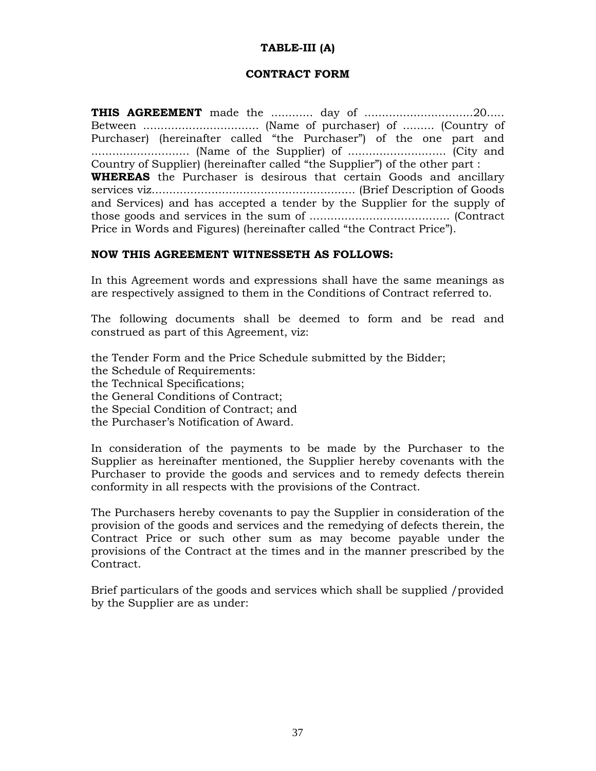**TABLE-III (A)**

**CONTRACT FORM**

**THIS AGREEMENT** made the ............ day of ...............................20..... Between ................................. (Name of purchaser) of ......... (Country of Purchaser) (hereinafter called "the Purchaser") of the one part and ............................ (Name of the Supplier) of ........................... (City and Country of Supplier) (hereinafter called "the Supplier") of the other part :
**WHEREAS** the Purchaser is desirous that certain Goods and ancillary services viz.......................................................... (Brief Description of Goods and Services) and has accepted a tender by the Supplier for the supply of those goods and services in the sum of ........................................ (Contract Price in Words and Figures) (hereinafter called "the Contract Price").

**NOW THIS AGREEMENT WITNESSETH AS FOLLOWS:**

In this Agreement words and expressions shall have the same meanings as are respectively assigned to them in the Conditions of Contract referred to.

The following documents shall be deemed to form and be read and construed as part of this Agreement, viz:

the Tender Form and the Price Schedule submitted by the Bidder;
the Schedule of Requirements:
the Technical Specifications;
the General Conditions of Contract;
the Special Condition of Contract; and
the Purchaser's Notification of Award.

In consideration of the payments to be made by the Purchaser to the Supplier as hereinafter mentioned, the Supplier hereby covenants with the Purchaser to provide the goods and services and to remedy defects therein conformity in all respects with the provisions of the Contract.

The Purchasers hereby covenants to pay the Supplier in consideration of the provision of the goods and services and the remedying of defects therein, the Contract Price or such other sum as may become payable under the provisions of the Contract at the times and in the manner prescribed by the Contract.

Brief particulars of the goods and services which shall be supplied /provided by the Supplier are as under: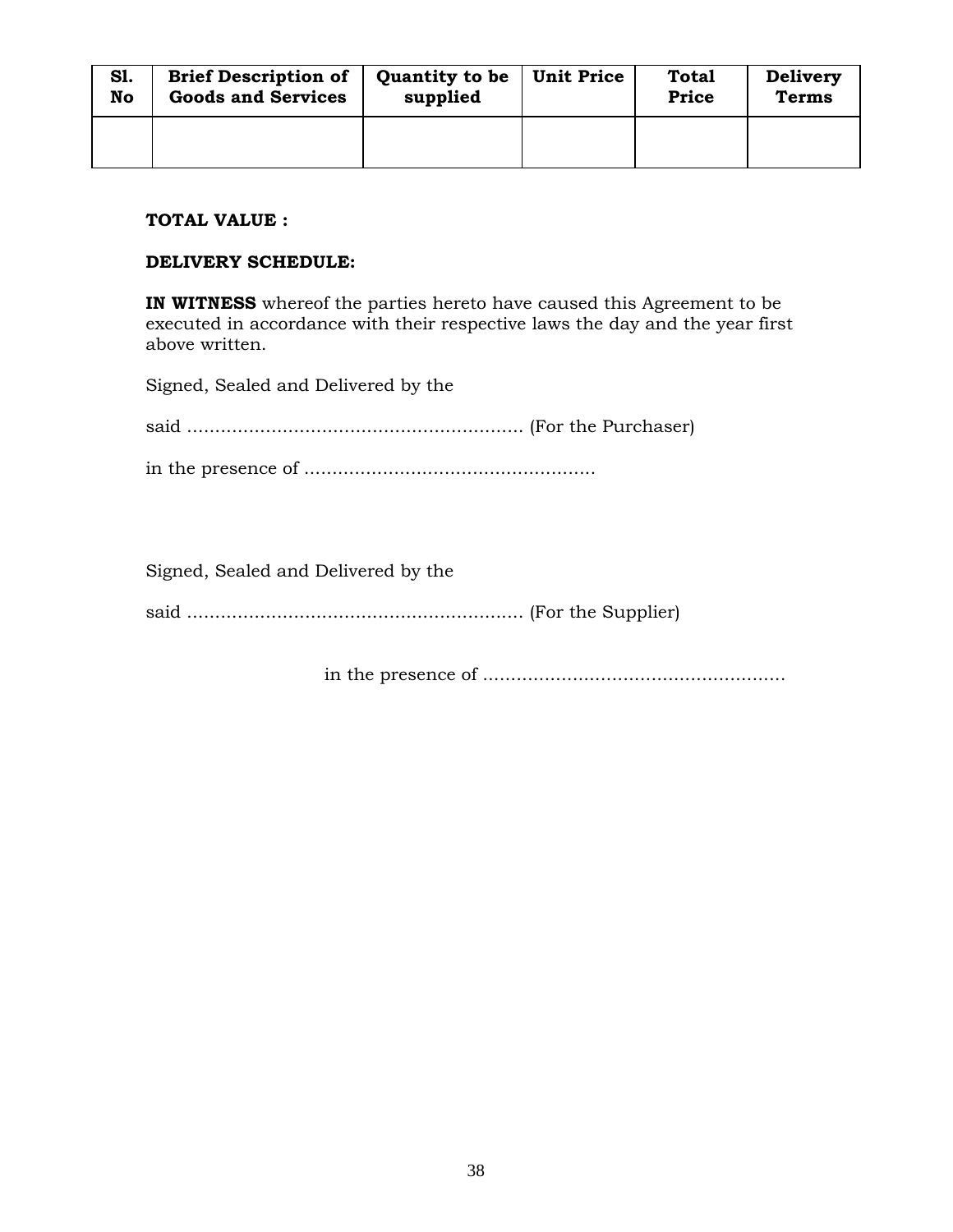| Sl. No | Brief Description of Goods and Services | Quantity to be supplied | Unit Price | Total Price | Delivery Terms |
|---|---|---|---|---|---|
| | | | | | |

**TOTAL VALUE :**

**DELIVERY SCHEDULE:**

**IN WITNESS** whereof the parties hereto have caused this Agreement to be executed in accordance with their respective laws the day and the year first above written.

Signed, Sealed and Delivered by the

said …………………………………………………. (For the Purchaser)

in the presence of …………………………………………….

Signed, Sealed and Delivered by the

said …………………………………………………. (For the Supplier)

in the presence of …………………………………………….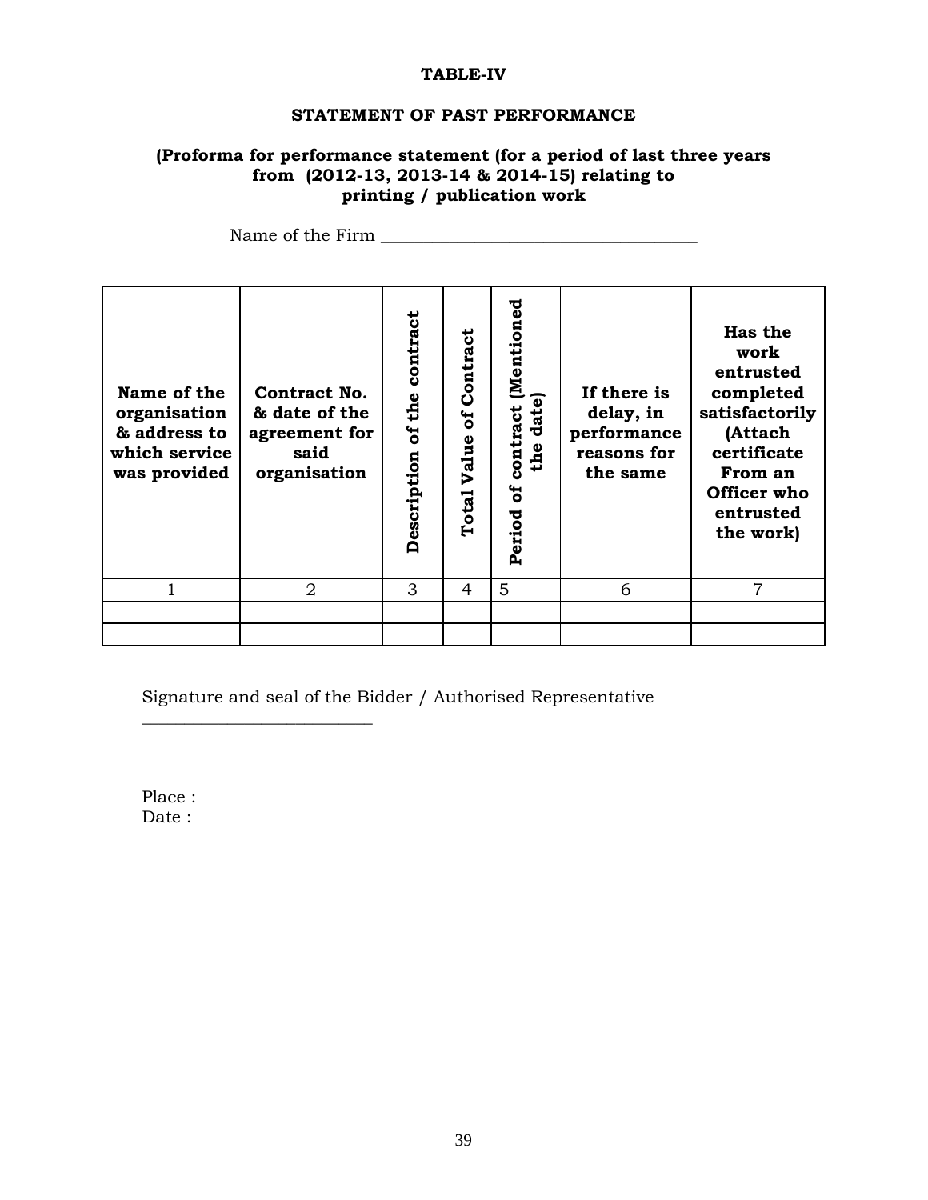**TABLE-IV**

**STATEMENT OF PAST PERFORMANCE**

**(Proforma for performance statement (for a period of last three years from (2012-13, 2013-14 & 2014-15) relating to printing / publication work**

Name of the Firm ______________________________________

| Name of the organisation & address to which service was provided | Contract No. & date of the agreement for said organisation | Description of the contract | Total Value of Contract | Period of contract (Mentioned the date) | If there is delay, in performance reasons for the same | Has the work entrusted completed satisfactorily (Attach certificate From an Officer who entrusted the work) |
|---|---|---|---|---|---|---|
| 1 | 2 | 3 | 4 | 5 | 6 | 7 |
| | | | | | | |
| | | | | | | |

Signature and seal of the Bidder / Authorised Representative

___________________________

Place :
Date :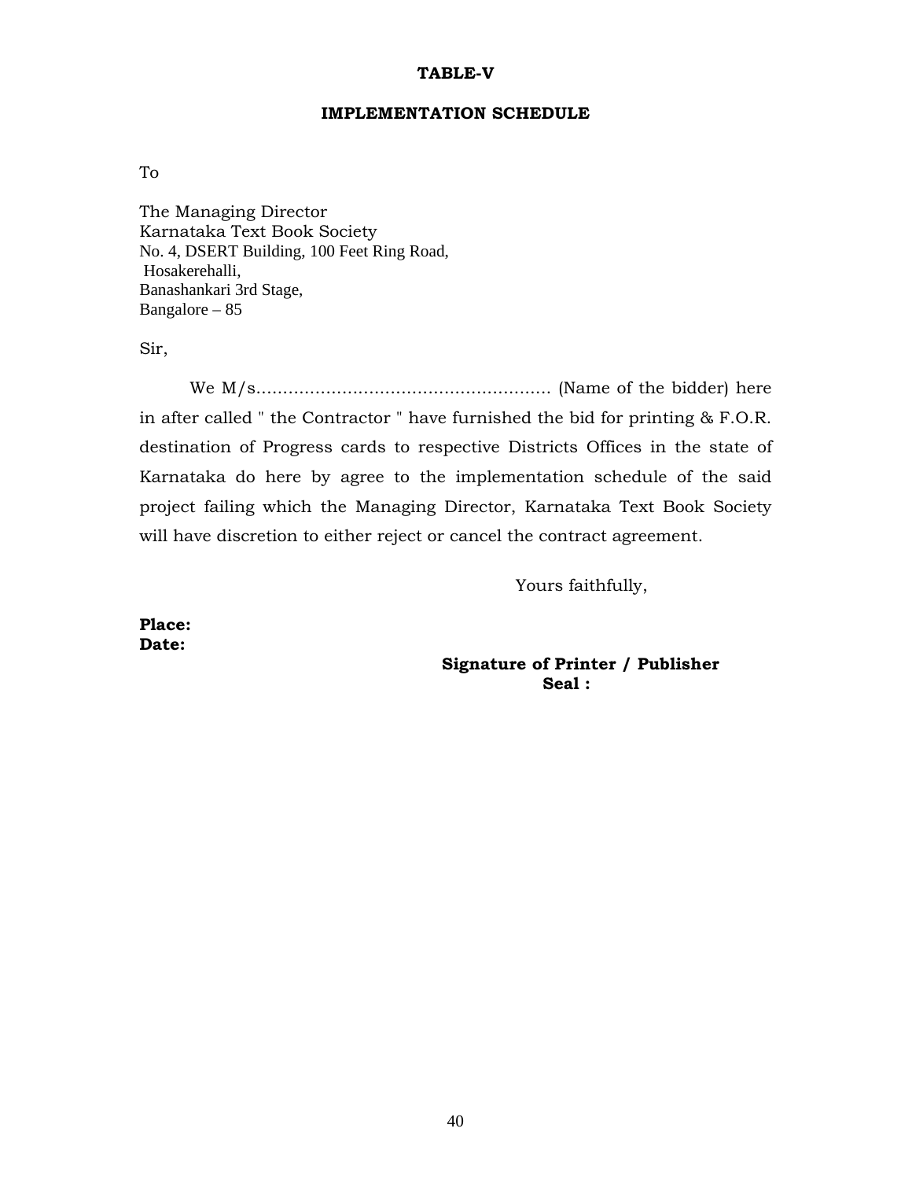**TABLE-V**

**IMPLEMENTATION SCHEDULE**

To

The Managing Director
Karnataka Text Book Society
No. 4, DSERT Building, 100 Feet Ring Road,
Hosakerehalli,
Banashankari 3rd Stage,
Bangalore – 85

Sir,

We M/s....................................................... (Name of the bidder) here in after called " the Contractor " have furnished the bid for printing & F.O.R. destination of Progress cards to respective Districts Offices in the state of Karnataka do here by agree to the implementation schedule of the said project failing which the Managing Director, Karnataka Text Book Society will have discretion to either reject or cancel the contract agreement.

Yours faithfully,

**Place:**
**Date:**

**Signature of Printer / Publisher**
**Seal :**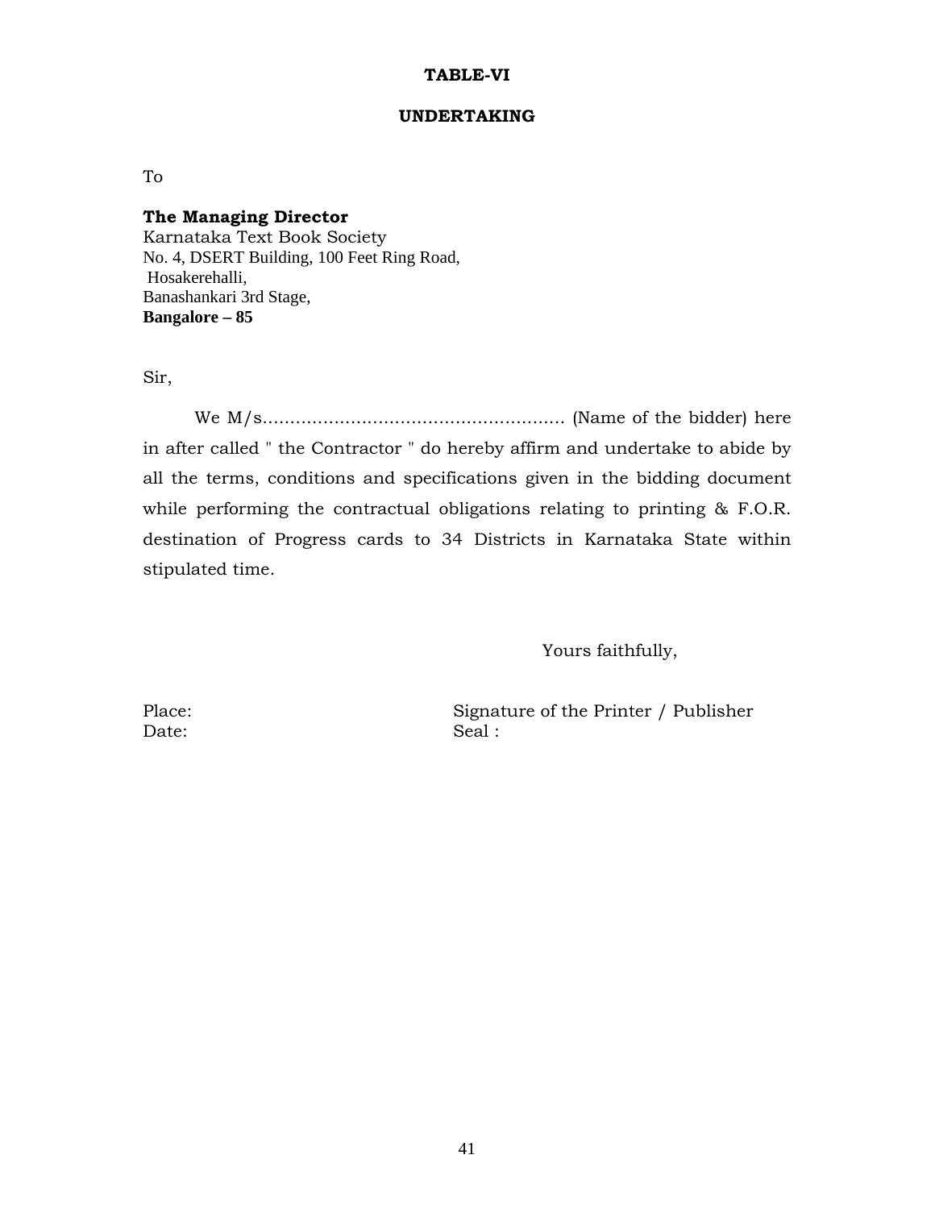**TABLE-VI**

**UNDERTAKING**

To

**The Managing Director**
Karnataka Text Book Society
No. 4, DSERT Building, 100 Feet Ring Road,
Hosakerehalli,
Banashankari 3rd Stage,
**Bangalore – 85**

Sir,

We M/s....................................................... (Name of the bidder) here in after called " the Contractor " do hereby affirm and undertake to abide by all the terms, conditions and specifications given in the bidding document while performing the contractual obligations relating to printing & F.O.R. destination of Progress cards to 34 Districts in Karnataka State within stipulated time.

Yours faithfully,

Place: Signature of the Printer / Publisher
Date: Seal :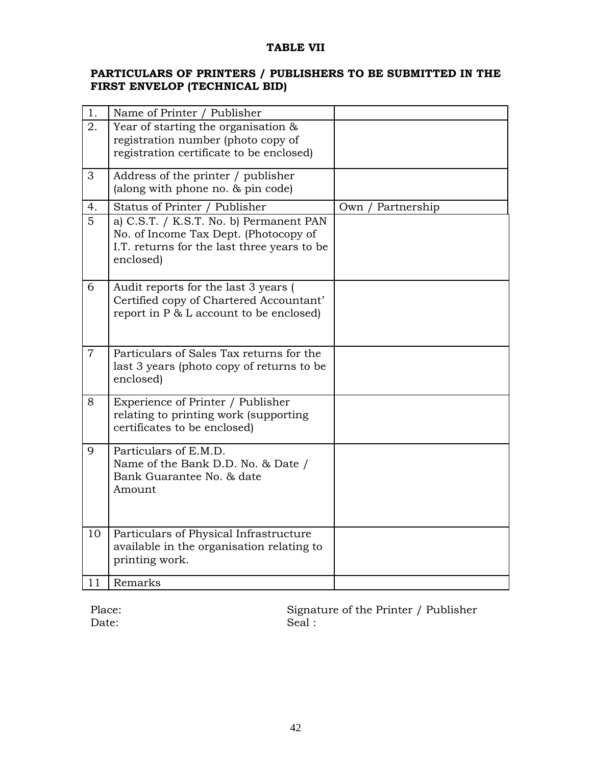**TABLE VII**

**PARTICULARS OF PRINTERS / PUBLISHERS TO BE SUBMITTED IN THE FIRST ENVELOP (TECHNICAL BID)**

| | | |
|---|---|---|
| 1. | Name of Printer / Publisher | |
| 2. | Year of starting the organisation & registration number (photo copy of registration certificate to be enclosed) | |
| 3 | Address of the printer / publisher (along with phone no. & pin code) | |
| 4. | Status of Printer / Publisher | Own / Partnership |
| 5 | a) C.S.T. / K.S.T. No. b) Permanent PAN No. of Income Tax Dept. (Photocopy of I.T. returns for the last three years to be enclosed) | |
| 6 | Audit reports for the last 3 years ( Certified copy of Chartered Accountant' report in P & L account to be enclosed) | |
| 7 | Particulars of Sales Tax returns for the last 3 years (photo copy of returns to be enclosed) | |
| 8 | Experience of Printer / Publisher relating to printing work (supporting certificates to be enclosed) | |
| 9 | Particulars of E.M.D.<br>Name of the Bank D.D. No. & Date / Bank Guarantee No. & date<br>Amount | |
| 10 | Particulars of Physical Infrastructure available in the organisation relating to printing work. | |
| 11 | Remarks | |

Place: Signature of the Printer / Publisher
Date: Seal :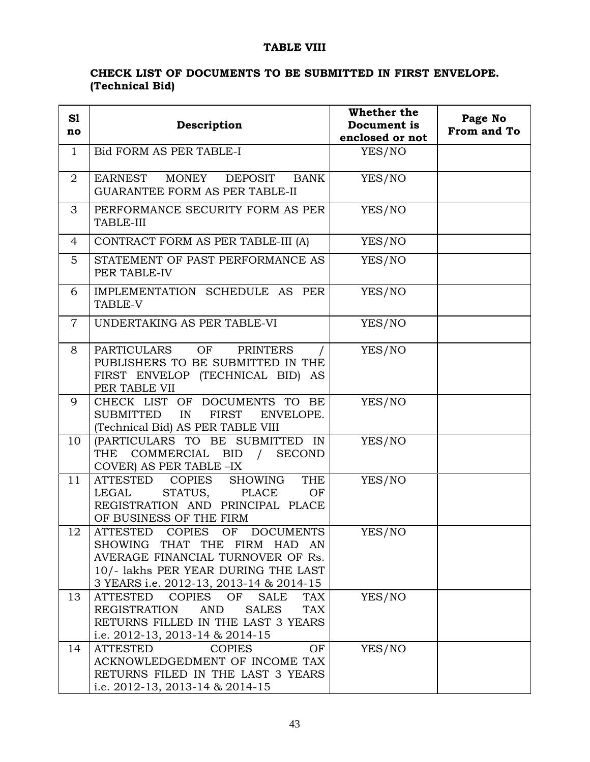**TABLE VIII**

**CHECK LIST OF DOCUMENTS TO BE SUBMITTED IN FIRST ENVELOPE. (Technical Bid)**

| Sl no | Description | Whether the Document is enclosed or not | Page No From and To |
|---|---|---|---|
| 1 | Bid FORM AS PER TABLE-I | YES/NO | |
| 2 | EARNEST MONEY DEPOSIT BANK GUARANTEE FORM AS PER TABLE-II | YES/NO | |
| 3 | PERFORMANCE SECURITY FORM AS PER TABLE-III | YES/NO | |
| 4 | CONTRACT FORM AS PER TABLE-III (A) | YES/NO | |
| 5 | STATEMENT OF PAST PERFORMANCE AS PER TABLE-IV | YES/NO | |
| 6 | IMPLEMENTATION SCHEDULE AS PER TABLE-V | YES/NO | |
| 7 | UNDERTAKING AS PER TABLE-VI | YES/NO | |
| 8 | PARTICULARS OF PRINTERS / PUBLISHERS TO BE SUBMITTED IN THE FIRST ENVELOP (TECHNICAL BID) AS PER TABLE VII | YES/NO | |
| 9 | CHECK LIST OF DOCUMENTS TO BE SUBMITTED IN FIRST ENVELOPE. (Technical Bid) AS PER TABLE VIII | YES/NO | |
| 10 | (PARTICULARS TO BE SUBMITTED IN THE COMMERCIAL BID / SECOND COVER) AS PER TABLE –IX | YES/NO | |
| 11 | ATTESTED COPIES SHOWING THE LEGAL STATUS, PLACE OF REGISTRATION AND PRINCIPAL PLACE OF BUSINESS OF THE FIRM | YES/NO | |
| 12 | ATTESTED COPIES OF DOCUMENTS SHOWING THAT THE FIRM HAD AN AVERAGE FINANCIAL TURNOVER OF Rs. 10/- lakhs PER YEAR DURING THE LAST 3 YEARS i.e. 2012-13, 2013-14 & 2014-15 | YES/NO | |
| 13 | ATTESTED COPIES OF SALE TAX REGISTRATION AND SALES TAX RETURNS FILLED IN THE LAST 3 YEARS i.e. 2012-13, 2013-14 & 2014-15 | YES/NO | |
| 14 | ATTESTED COPIES OF ACKNOWLEDGEMENT OF INCOME TAX RETURNS FILED IN THE LAST 3 YEARS i.e. 2012-13, 2013-14 & 2014-15 | YES/NO | |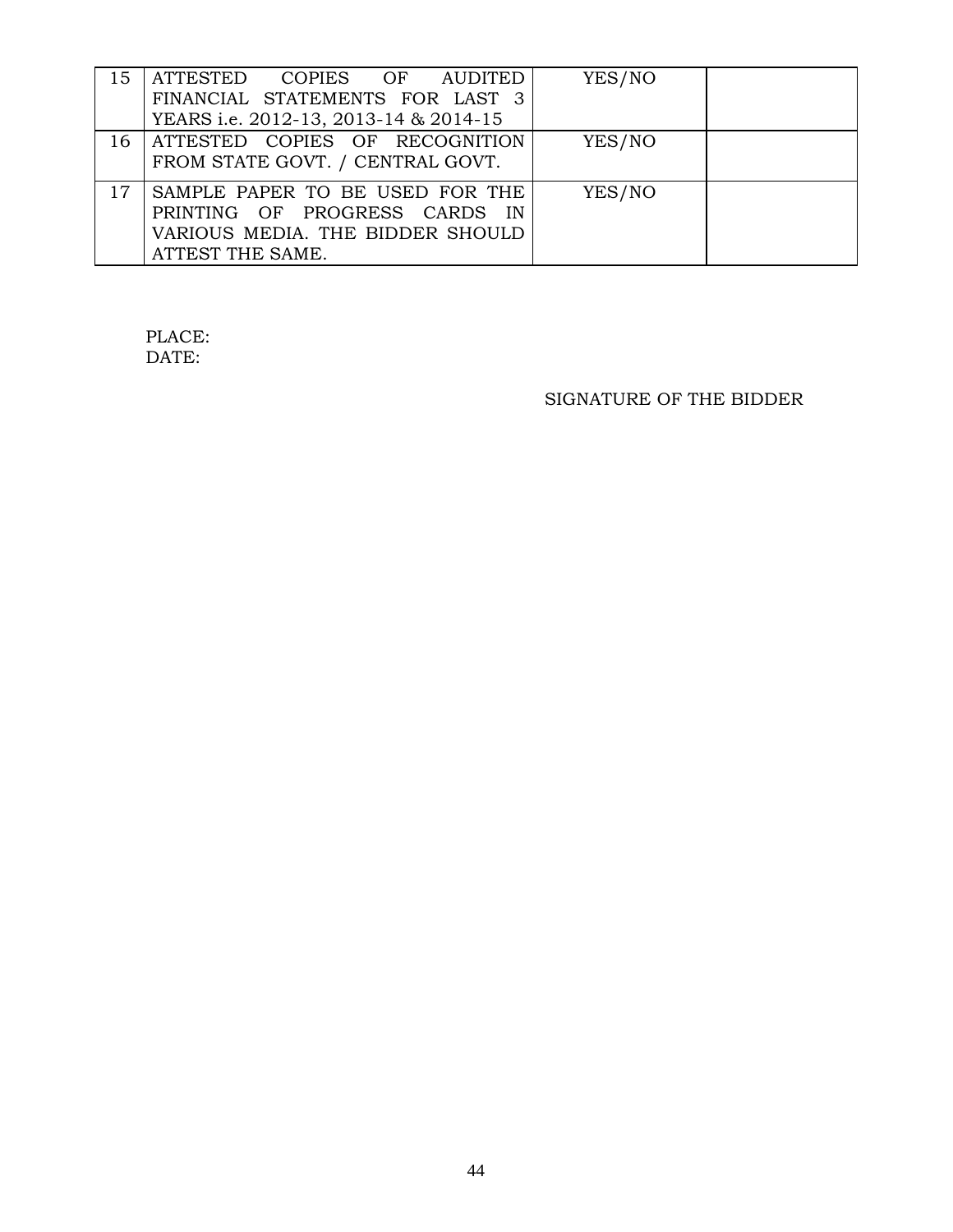| 15 | ATTESTED COPIES OF AUDITED FINANCIAL STATEMENTS FOR LAST 3 YEARS i.e. 2012-13, 2013-14 & 2014-15 | YES/NO | |
|---|---|---|---|
| 16 | ATTESTED COPIES OF RECOGNITION FROM STATE GOVT. / CENTRAL GOVT. | YES/NO | |
| 17 | SAMPLE PAPER TO BE USED FOR THE PRINTING OF PROGRESS CARDS IN VARIOUS MEDIA. THE BIDDER SHOULD ATTEST THE SAME. | YES/NO | |

PLACE:
DATE:

SIGNATURE OF THE BIDDER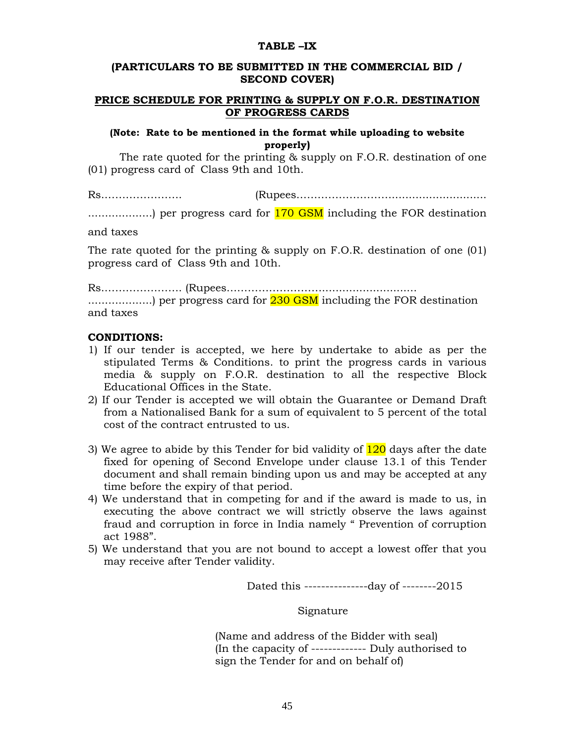**TABLE –IX**

**(PARTICULARS TO BE SUBMITTED IN THE COMMERCIAL BID / SECOND COVER)**

**PRICE SCHEDULE FOR PRINTING & SUPPLY ON F.O.R. DESTINATION OF PROGRESS CARDS**

**(Note: Rate to be mentioned in the format while uploading to website properly)**

The rate quoted for the printing & supply on F.O.R. destination of one (01) progress card of Class 9th and 10th.

Rs…………………. (Rupees……………………………………………… ………………) per progress card for 170 GSM including the FOR destination and taxes

The rate quoted for the printing & supply on F.O.R. destination of one (01) progress card of Class 9th and 10th.

Rs…………………. (Rupees……………………………………………… ………………) per progress card for 230 GSM including the FOR destination and taxes

**CONDITIONS:**

1) If our tender is accepted, we here by undertake to abide as per the stipulated Terms & Conditions. to print the progress cards in various media & supply on F.O.R. destination to all the respective Block Educational Offices in the State.
2) If our Tender is accepted we will obtain the Guarantee or Demand Draft from a Nationalised Bank for a sum of equivalent to 5 percent of the total cost of the contract entrusted to us.
3) We agree to abide by this Tender for bid validity of 120 days after the date fixed for opening of Second Envelope under clause 13.1 of this Tender document and shall remain binding upon us and may be accepted at any time before the expiry of that period.
4) We understand that in competing for and if the award is made to us, in executing the above contract we will strictly observe the laws against fraud and corruption in force in India namely " Prevention of corruption act 1988".
5) We understand that you are not bound to accept a lowest offer that you may receive after Tender validity.

Dated this ---------------day of --------2015

Signature

(Name and address of the Bidder with seal)
(In the capacity of ------------- Duly authorised to sign the Tender for and on behalf of)